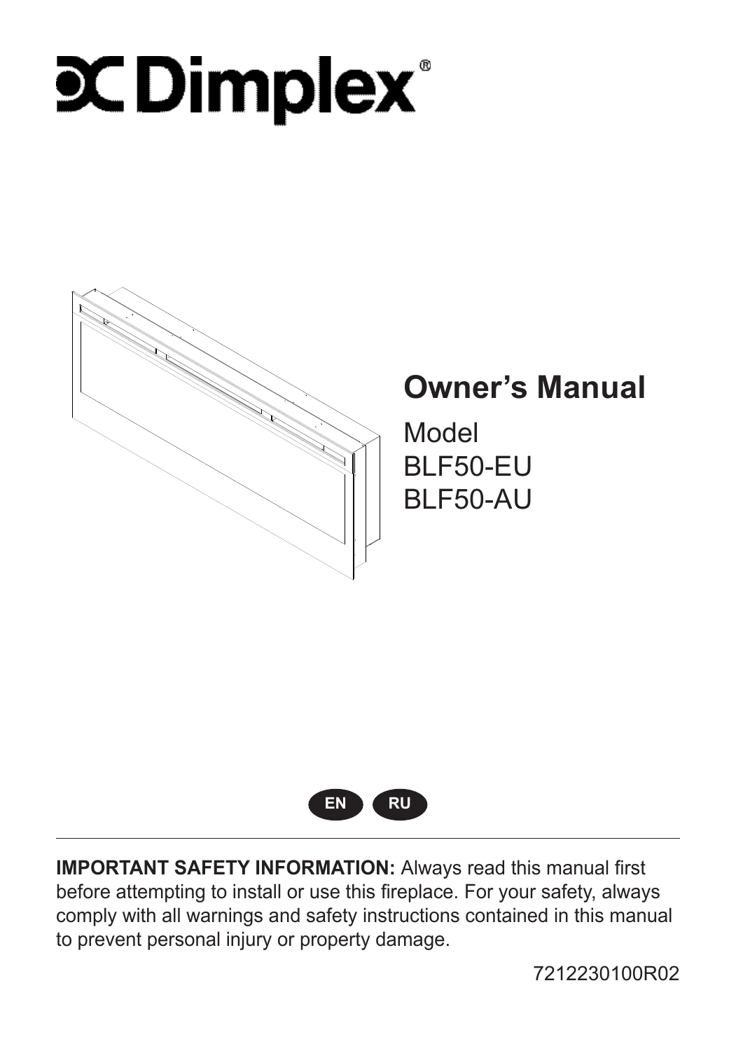# Dimplex®

## Owner's Manual

Model
BLF50-EU
BLF50-AU

EN RU

**IMPORTANT SAFETY INFORMATION:** Always read this manual first before attempting to install or use this fireplace. For your safety, always comply with all warnings and safety instructions contained in this manual to prevent personal injury or property damage.

7212230100R02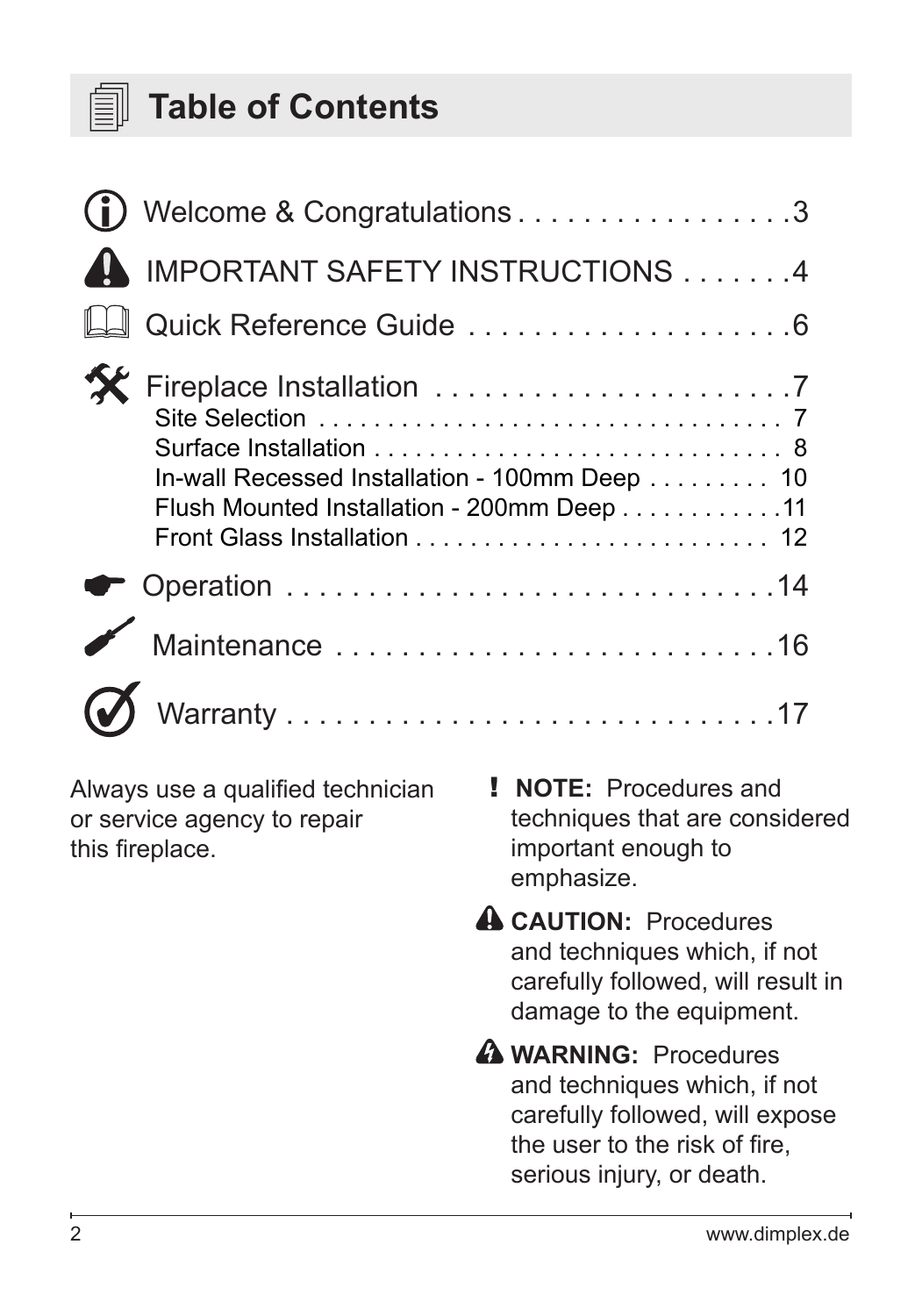# Table of Contents

| | |
|---|---|
| Welcome & Congratulations | 3 |
| IMPORTANT SAFETY INSTRUCTIONS | 4 |
| Quick Reference Guide | 6 |
| Fireplace Installation | 7 |
| Site Selection | 7 |
| Surface Installation | 8 |
| In-wall Recessed Installation - 100mm Deep | 10 |
| Flush Mounted Installation - 200mm Deep | 11 |
| Front Glass Installation | 12 |
| Operation | 14 |
| Maintenance | 16 |
| Warranty | 17 |

Always use a qualified technician or service agency to repair this fireplace.

! **NOTE:** Procedures and techniques that are considered important enough to emphasize.

**CAUTION:** Procedures and techniques which, if not carefully followed, will result in damage to the equipment.

**WARNING:** Procedures and techniques which, if not carefully followed, will expose the user to the risk of fire, serious injury, or death.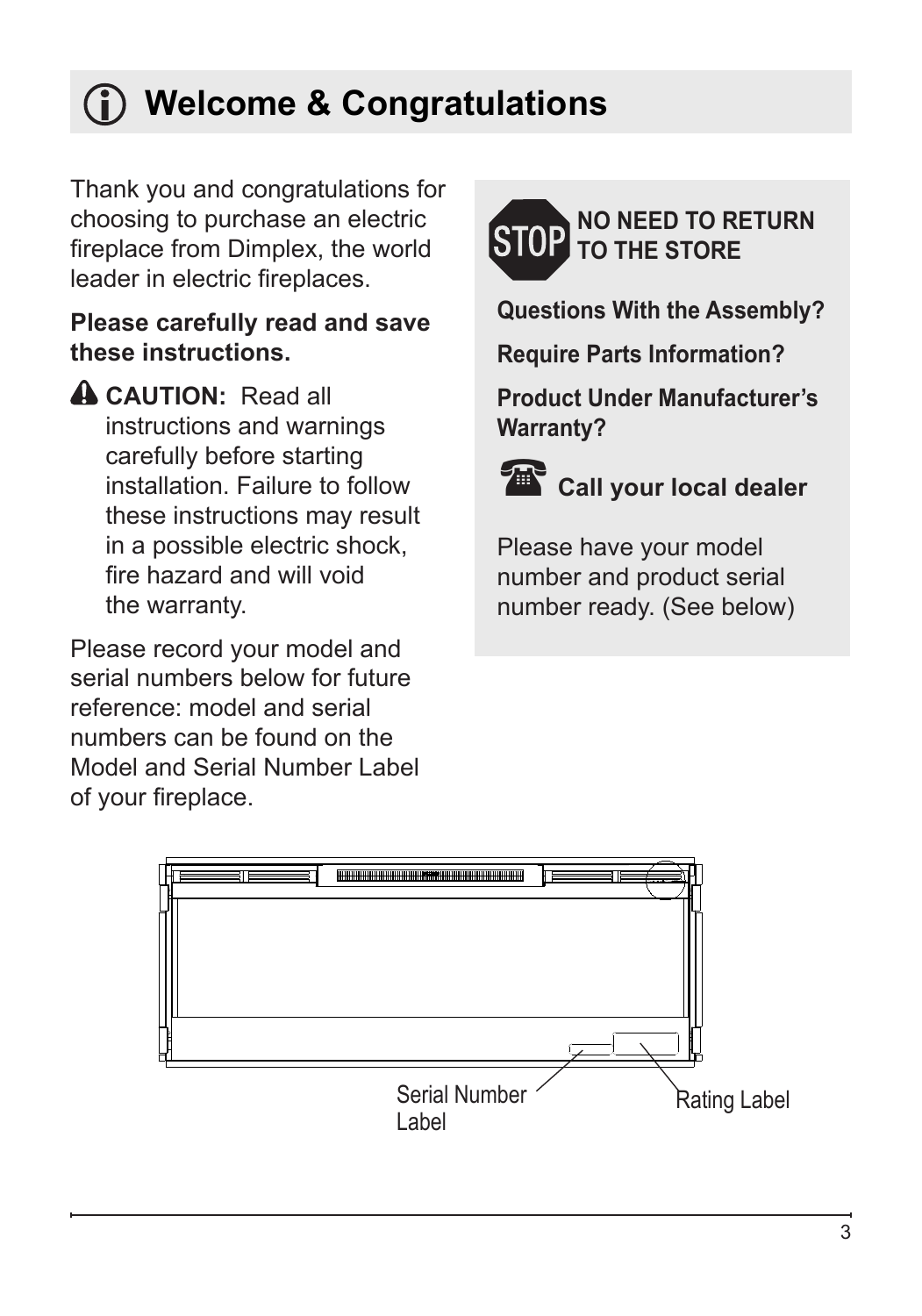# Welcome & Congratulations

Thank you and congratulations for choosing to purchase an electric fireplace from Dimplex, the world leader in electric fireplaces.

**Please carefully read and save these instructions.**

**CAUTION:** Read all instructions and warnings carefully before starting installation. Failure to follow these instructions may result in a possible electric shock, fire hazard and will void the warranty.

Please record your model and serial numbers below for future reference: model and serial numbers can be found on the Model and Serial Number Label of your fireplace.

**STOP NO NEED TO RETURN TO THE STORE**

**Questions With the Assembly?**

**Require Parts Information?**

**Product Under Manufacturer's Warranty?**

**Call your local dealer**

Please have your model number and product serial number ready. (See below)

Serial Number Label

Rating Label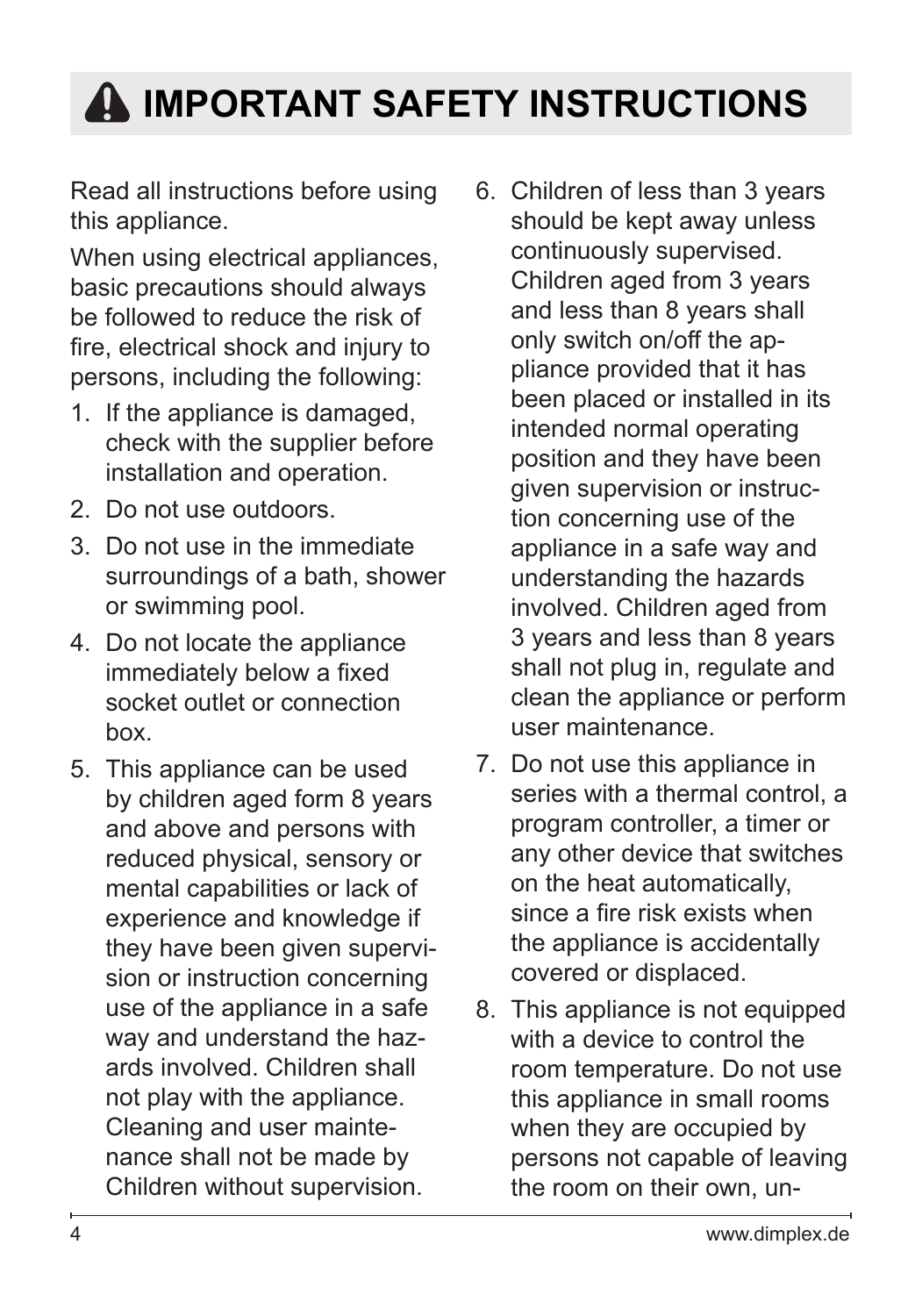# ⚠ IMPORTANT SAFETY INSTRUCTIONS

Read all instructions before using this appliance.

When using electrical appliances, basic precautions should always be followed to reduce the risk of fire, electrical shock and injury to persons, including the following:

1. If the appliance is damaged, check with the supplier before installation and operation.
2. Do not use outdoors.
3. Do not use in the immediate surroundings of a bath, shower or swimming pool.
4. Do not locate the appliance immediately below a fixed socket outlet or connection box.
5. This appliance can be used by children aged form 8 years and above and persons with reduced physical, sensory or mental capabilities or lack of experience and knowledge if they have been given supervision or instruction concerning use of the appliance in a safe way and understand the hazards involved. Children shall not play with the appliance. Cleaning and user maintenance shall not be made by Children without supervision.
6. Children of less than 3 years should be kept away unless continuously supervised. Children aged from 3 years and less than 8 years shall only switch on/off the appliance provided that it has been placed or installed in its intended normal operating position and they have been given supervision or instruction concerning use of the appliance in a safe way and understanding the hazards involved. Children aged from 3 years and less than 8 years shall not plug in, regulate and clean the appliance or perform user maintenance.
7. Do not use this appliance in series with a thermal control, a program controller, a timer or any other device that switches on the heat automatically, since a fire risk exists when the appliance is accidentally covered or displaced.
8. This appliance is not equipped with a device to control the room temperature. Do not use this appliance in small rooms when they are occupied by persons not capable of leaving the room on their own, un-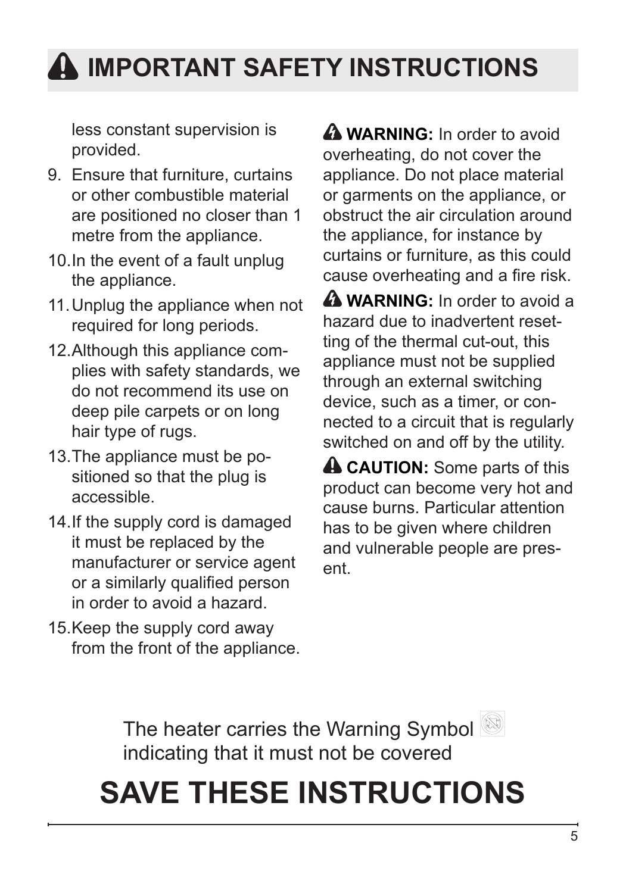# ⚠ IMPORTANT SAFETY INSTRUCTIONS

less constant supervision is provided.

9. Ensure that furniture, curtains or other combustible material are positioned no closer than 1 metre from the appliance.
10. In the event of a fault unplug the appliance.
11. Unplug the appliance when not required for long periods.
12. Although this appliance complies with safety standards, we do not recommend its use on deep pile carpets or on long hair type of rugs.
13. The appliance must be positioned so that the plug is accessible.
14. If the supply cord is damaged it must be replaced by the manufacturer or service agent or a similarly qualified person in order to avoid a hazard.
15. Keep the supply cord away from the front of the appliance.

⚠ **WARNING:** In order to avoid overheating, do not cover the appliance. Do not place material or garments on the appliance, or obstruct the air circulation around the appliance, for instance by curtains or furniture, as this could cause overheating and a fire risk.

⚠ **WARNING:** In order to avoid a hazard due to inadvertent resetting of the thermal cut-out, this appliance must not be supplied through an external switching device, such as a timer, or connected to a circuit that is regularly switched on and off by the utility.

⚠ **CAUTION:** Some parts of this product can become very hot and cause burns. Particular attention has to be given where children and vulnerable people are present.

The heater carries the Warning Symbol indicating that it must not be covered

# SAVE THESE INSTRUCTIONS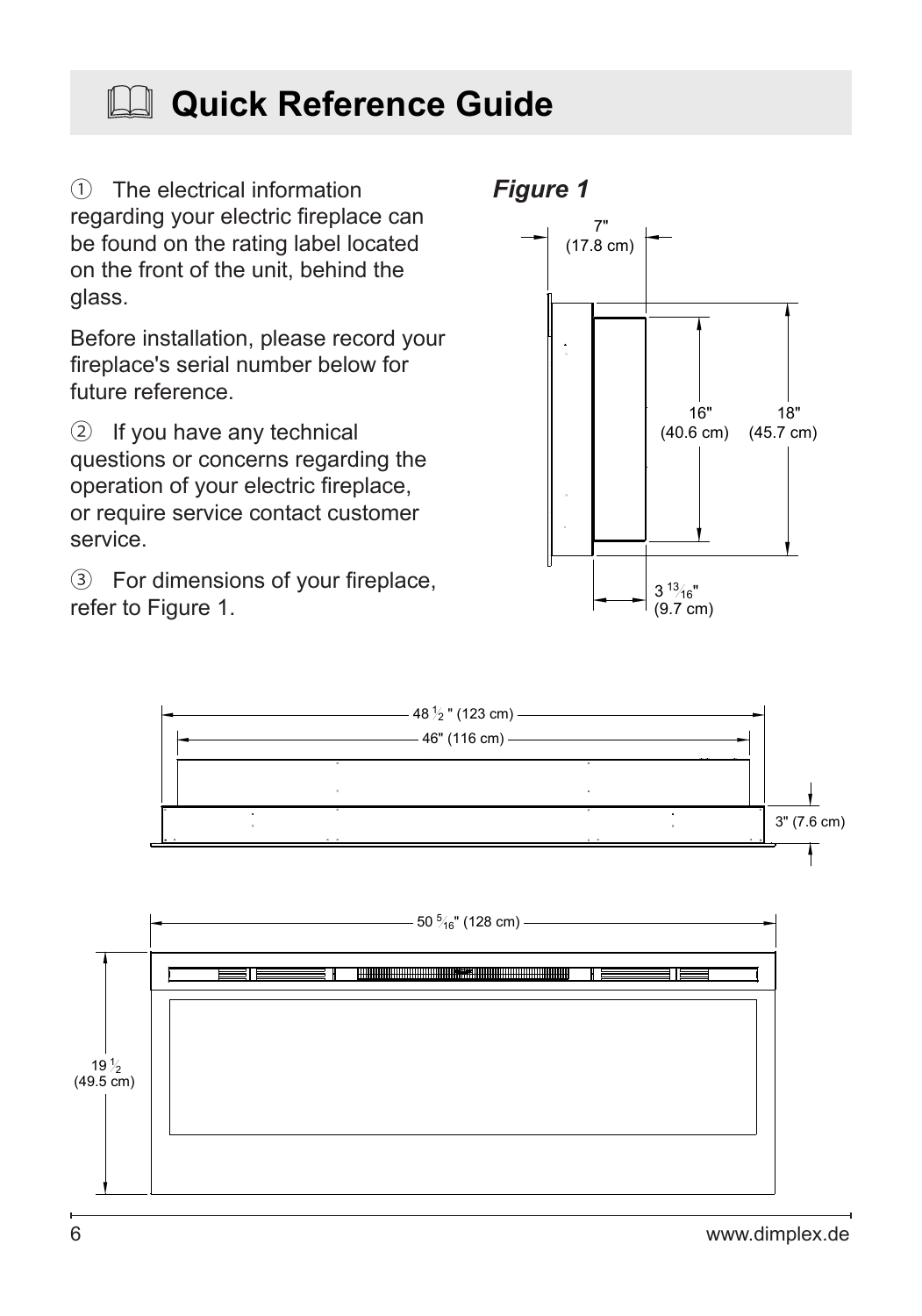# Quick Reference Guide

① The electrical information regarding your electric fireplace can be found on the rating label located on the front of the unit, behind the glass.

Before installation, please record your fireplace's serial number below for future reference.

② If you have any technical questions or concerns regarding the operation of your electric fireplace, or require service contact customer service.

③ For dimensions of your fireplace, refer to Figure 1.

***Figure 1***

7" (17.8 cm)

16" (40.6 cm)

18" (45.7 cm)

3 13/16" (9.7 cm)

48 1/2 " (123 cm)

46" (116 cm)

3" (7.6 cm)

50 5/16" (128 cm)

19 1/2 (49.5 cm)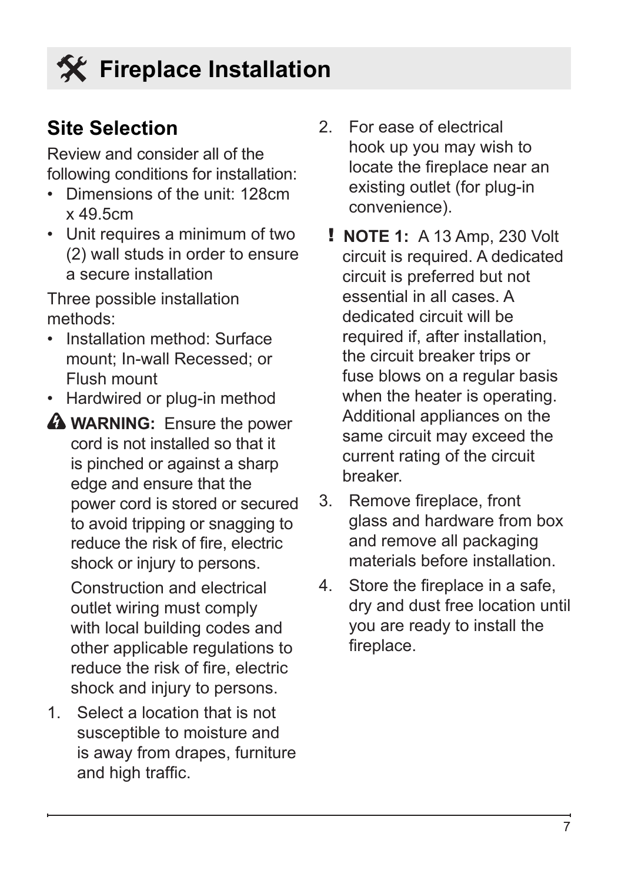# Fireplace Installation

## Site Selection

Review and consider all of the following conditions for installation:

- Dimensions of the unit: 128cm x 49.5cm
- Unit requires a minimum of two (2) wall studs in order to ensure a secure installation

Three possible installation methods:

- Installation method: Surface mount; In-wall Recessed; or Flush mount
- Hardwired or plug-in method

**WARNING:** Ensure the power cord is not installed so that it is pinched or against a sharp edge and ensure that the power cord is stored or secured to avoid tripping or snagging to reduce the risk of fire, electric shock or injury to persons.

Construction and electrical outlet wiring must comply with local building codes and other applicable regulations to reduce the risk of fire, electric shock and injury to persons.

1. Select a location that is not susceptible to moisture and is away from drapes, furniture and high traffic.
2. For ease of electrical hook up you may wish to locate the fireplace near an existing outlet (for plug-in convenience).

**! NOTE 1:** A 13 Amp, 230 Volt circuit is required. A dedicated circuit is preferred but not essential in all cases. A dedicated circuit will be required if, after installation, the circuit breaker trips or fuse blows on a regular basis when the heater is operating. Additional appliances on the same circuit may exceed the current rating of the circuit breaker.

3. Remove fireplace, front glass and hardware from box and remove all packaging materials before installation.
4. Store the fireplace in a safe, dry and dust free location until you are ready to install the fireplace.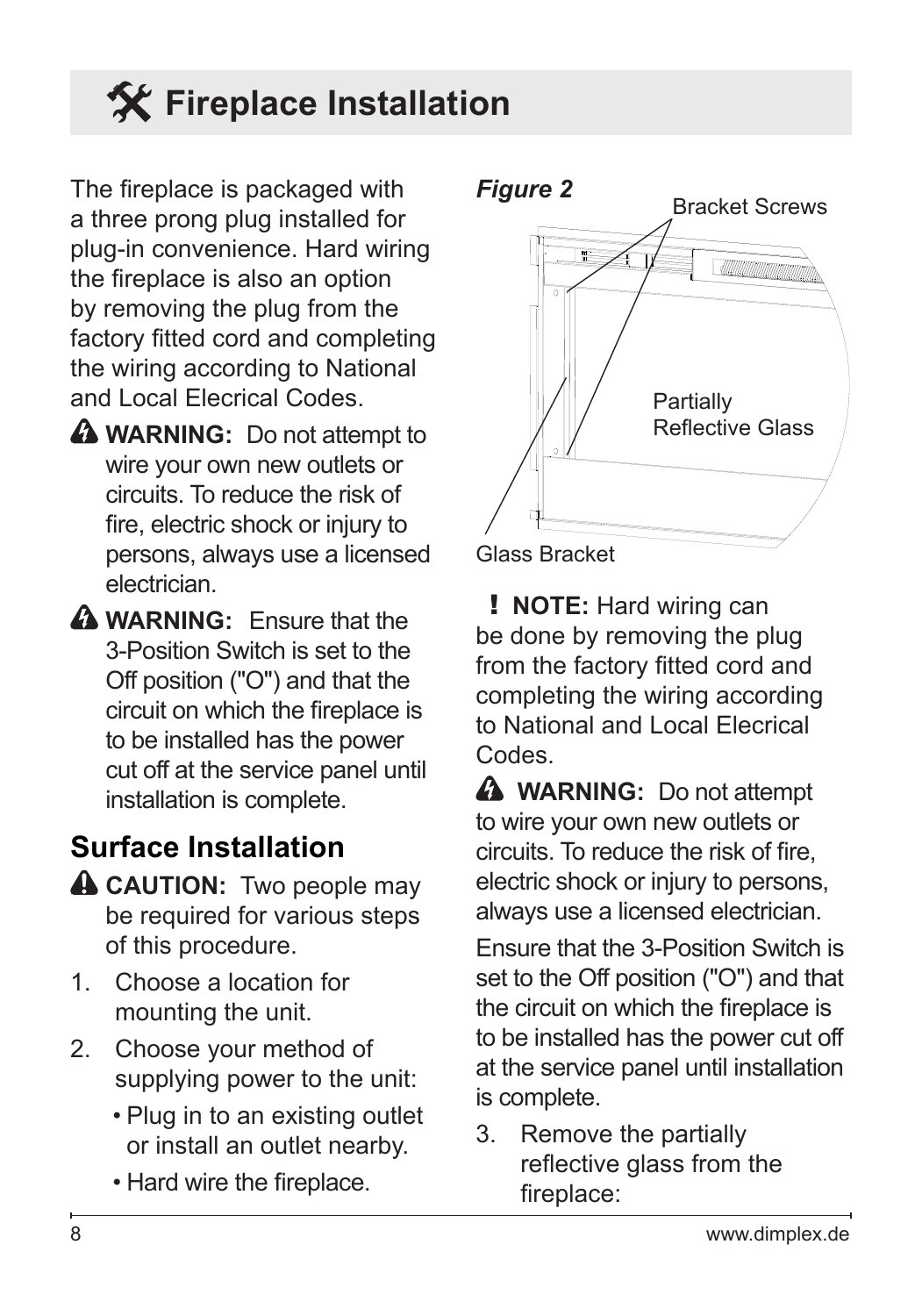# Fireplace Installation

The fireplace is packaged with a three prong plug installed for plug-in convenience. Hard wiring the fireplace is also an option by removing the plug from the factory fitted cord and completing the wiring according to National and Local Elecrical Codes.

**WARNING:** Do not attempt to wire your own new outlets or circuits. To reduce the risk of fire, electric shock or injury to persons, always use a licensed electrician.

**WARNING:** Ensure that the 3-Position Switch is set to the Off position ("O") and that the circuit on which the fireplace is to be installed has the power cut off at the service panel until installation is complete.

## Surface Installation

**CAUTION:** Two people may be required for various steps of this procedure.

1. Choose a location for mounting the unit.
2. Choose your method of supplying power to the unit:
   - Plug in to an existing outlet or install an outlet nearby.
   - Hard wire the fireplace.

***Figure 2***

Bracket Screws

Partially Reflective Glass

Glass Bracket

**! NOTE:** Hard wiring can be done by removing the plug from the factory fitted cord and completing the wiring according to National and Local Elecrical Codes.

**WARNING:** Do not attempt to wire your own new outlets or circuits. To reduce the risk of fire, electric shock or injury to persons, always use a licensed electrician.

Ensure that the 3-Position Switch is set to the Off position ("O") and that the circuit on which the fireplace is to be installed has the power cut off at the service panel until installation is complete.

3. Remove the partially reflective glass from the fireplace: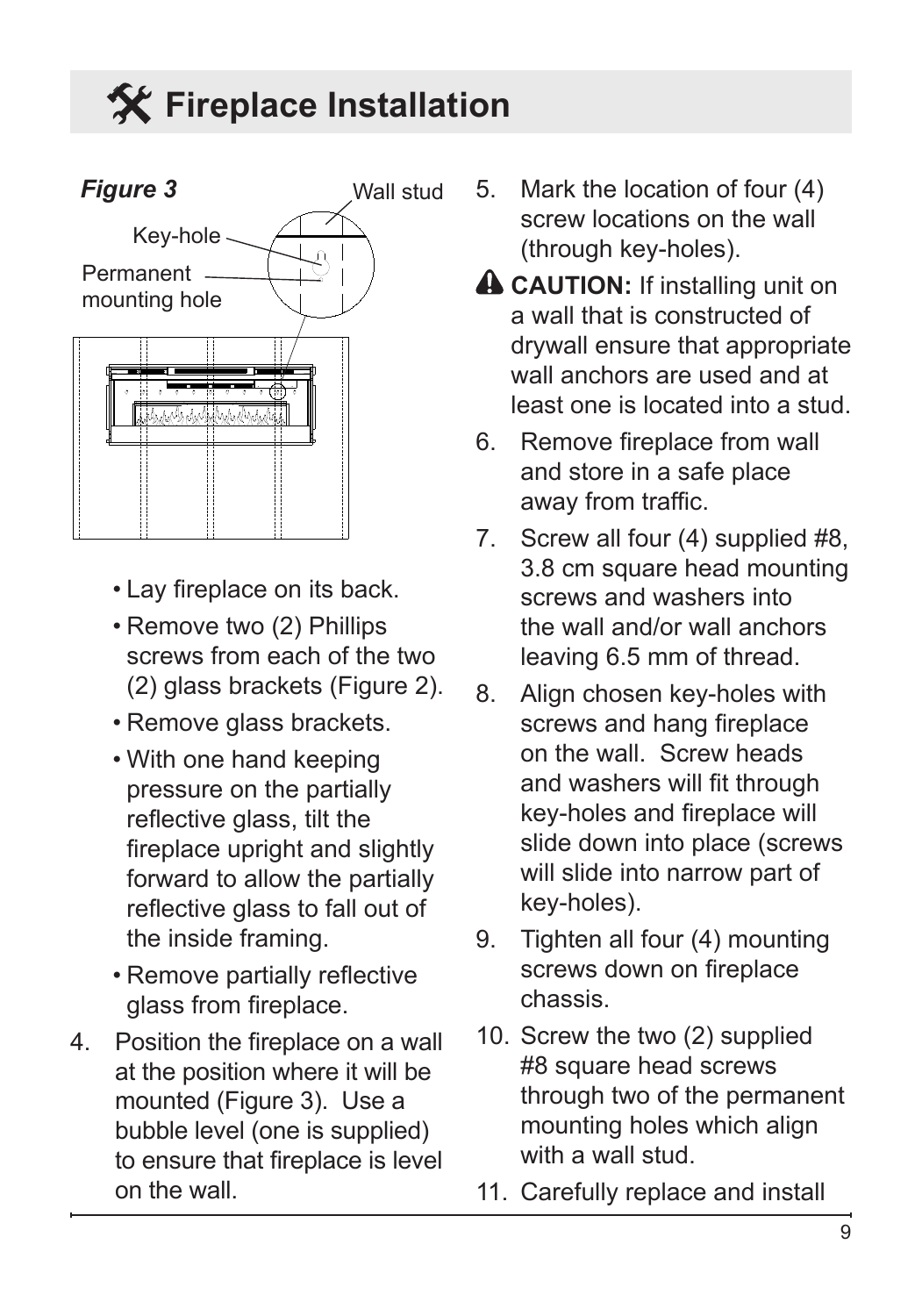# Fireplace Installation

*Figure 3*

Wall stud

Key-hole

Permanent mounting hole

- Lay fireplace on its back.
- Remove two (2) Phillips screws from each of the two (2) glass brackets (Figure 2).
- Remove glass brackets.
- With one hand keeping pressure on the partially reflective glass, tilt the fireplace upright and slightly forward to allow the partially reflective glass to fall out of the inside framing.
- Remove partially reflective glass from fireplace.

4. Position the fireplace on a wall at the position where it will be mounted (Figure 3). Use a bubble level (one is supplied) to ensure that fireplace is level on the wall.
5. Mark the location of four (4) screw locations on the wall (through key-holes).

⚠ **CAUTION:** If installing unit on a wall that is constructed of drywall ensure that appropriate wall anchors are used and at least one is located into a stud.

6. Remove fireplace from wall and store in a safe place away from traffic.
7. Screw all four (4) supplied #8, 3.8 cm square head mounting screws and washers into the wall and/or wall anchors leaving 6.5 mm of thread.
8. Align chosen key-holes with screws and hang fireplace on the wall. Screw heads and washers will fit through key-holes and fireplace will slide down into place (screws will slide into narrow part of key-holes).
9. Tighten all four (4) mounting screws down on fireplace chassis.
10. Screw the two (2) supplied #8 square head screws through two of the permanent mounting holes which align with a wall stud.
11. Carefully replace and install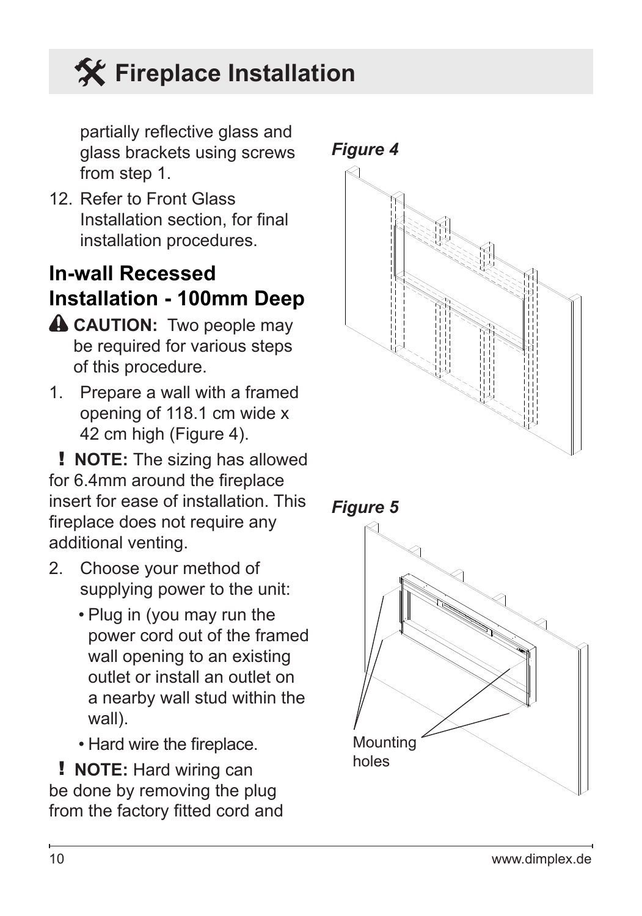# Fireplace Installation

partially reflective glass and glass brackets using screws from step 1.

12. Refer to Front Glass Installation section, for final installation procedures.

## In-wall Recessed Installation - 100mm Deep

**CAUTION:** Two people may be required for various steps of this procedure.

1. Prepare a wall with a framed opening of 118.1 cm wide x 42 cm high (Figure 4).

**NOTE:** The sizing has allowed for 6.4mm around the fireplace insert for ease of installation. This fireplace does not require any additional venting.

2. Choose your method of supplying power to the unit:
   - Plug in (you may run the power cord out of the framed wall opening to an existing outlet or install an outlet on a nearby wall stud within the wall).
   - Hard wire the fireplace.

**NOTE:** Hard wiring can be done by removing the plug from the factory fitted cord and

*Figure 4*

*Figure 5*

Mounting holes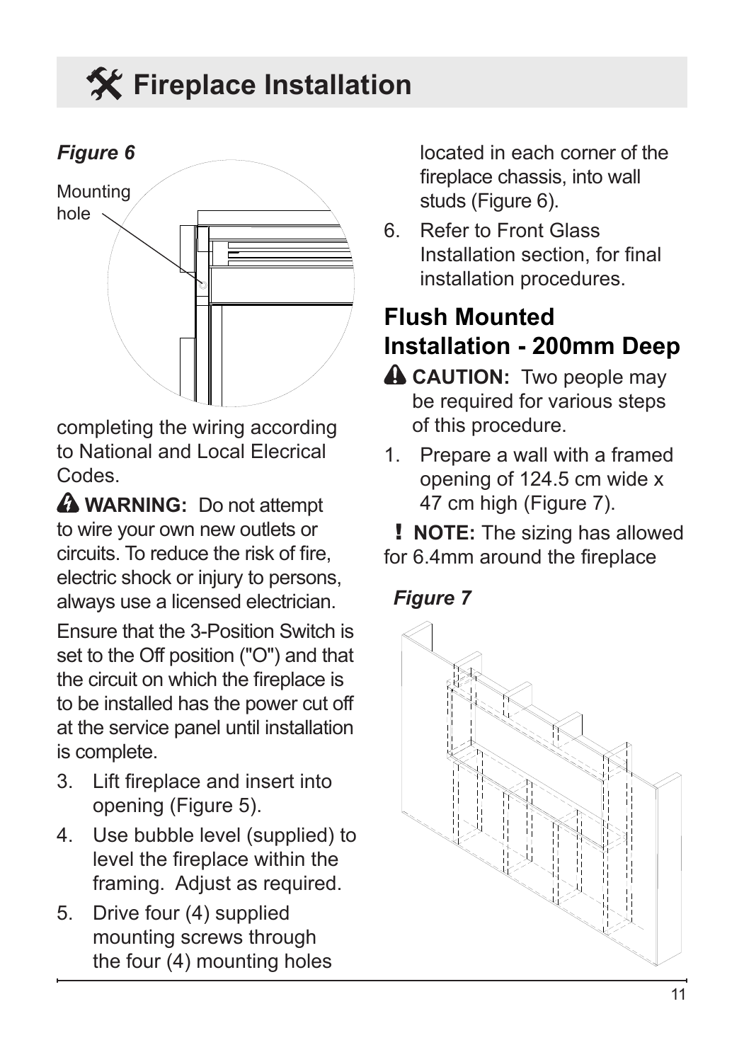# Fireplace Installation

*Figure 6*

Mounting hole

completing the wiring according to National and Local Elecrical Codes.

**WARNING:** Do not attempt to wire your own new outlets or circuits. To reduce the risk of fire, electric shock or injury to persons, always use a licensed electrician.

Ensure that the 3-Position Switch is set to the Off position ("O") and that the circuit on which the fireplace is to be installed has the power cut off at the service panel until installation is complete.

3. Lift fireplace and insert into opening (Figure 5).
4. Use bubble level (supplied) to level the fireplace within the framing. Adjust as required.
5. Drive four (4) supplied mounting screws through the four (4) mounting holes located in each corner of the fireplace chassis, into wall studs (Figure 6).
6. Refer to Front Glass Installation section, for final installation procedures.

## Flush Mounted Installation - 200mm Deep

**CAUTION:** Two people may be required for various steps of this procedure.

1. Prepare a wall with a framed opening of 124.5 cm wide x 47 cm high (Figure 7).

**! NOTE:** The sizing has allowed for 6.4mm around the fireplace

*Figure 7*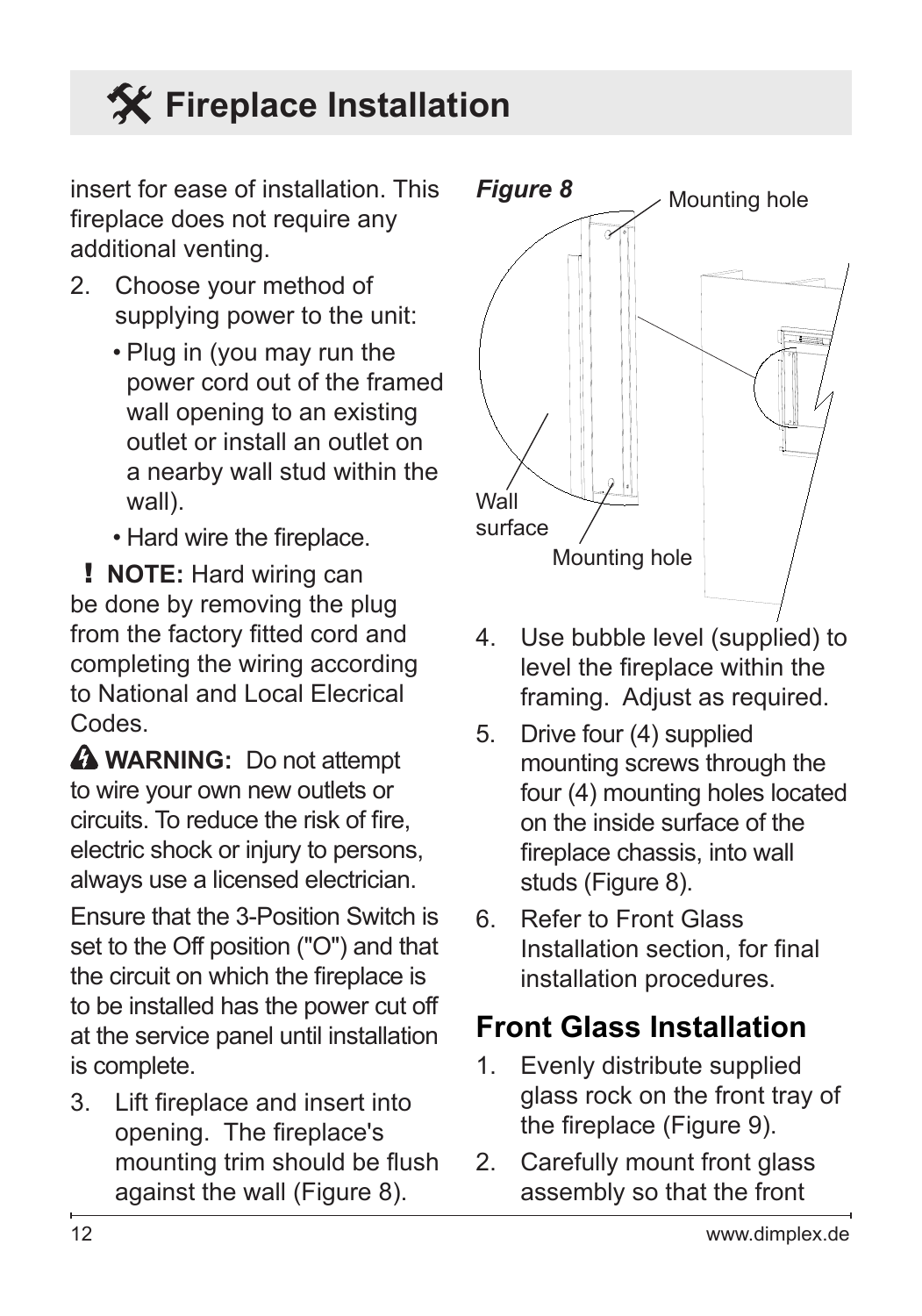# Fireplace Installation

insert for ease of installation. This fireplace does not require any additional venting.

2. Choose your method of supplying power to the unit:
   - Plug in (you may run the power cord out of the framed wall opening to an existing outlet or install an outlet on a nearby wall stud within the wall).
   - Hard wire the fireplace.

**! NOTE:** Hard wiring can be done by removing the plug from the factory fitted cord and completing the wiring according to National and Local Elecrical Codes.

**WARNING:** Do not attempt to wire your own new outlets or circuits. To reduce the risk of fire, electric shock or injury to persons, always use a licensed electrician.

Ensure that the 3-Position Switch is set to the Off position ("O") and that the circuit on which the fireplace is to be installed has the power cut off at the service panel until installation is complete.

3. Lift fireplace and insert into opening. The fireplace's mounting trim should be flush against the wall (Figure 8).

*Figure 8*

Mounting hole

Wall surface

Mounting hole

4. Use bubble level (supplied) to level the fireplace within the framing. Adjust as required.
5. Drive four (4) supplied mounting screws through the four (4) mounting holes located on the inside surface of the fireplace chassis, into wall studs (Figure 8).
6. Refer to Front Glass Installation section, for final installation procedures.

## Front Glass Installation

1. Evenly distribute supplied glass rock on the front tray of the fireplace (Figure 9).
2. Carefully mount front glass assembly so that the front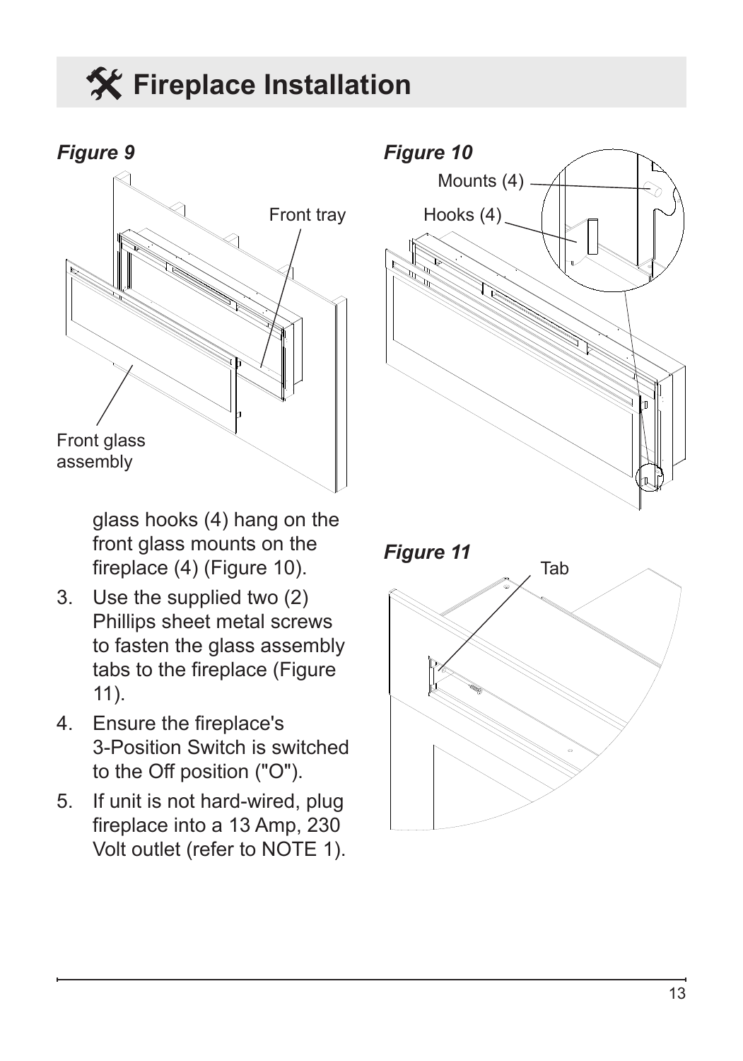# Fireplace Installation

*Figure 9*

Front tray

Front glass assembly

glass hooks (4) hang on the front glass mounts on the fireplace (4) (Figure 10).

3. Use the supplied two (2) Phillips sheet metal screws to fasten the glass assembly tabs to the fireplace (Figure 11).
4. Ensure the fireplace's 3-Position Switch is switched to the Off position ("O").
5. If unit is not hard-wired, plug fireplace into a 13 Amp, 230 Volt outlet (refer to NOTE 1).

*Figure 10*

Mounts (4)

Hooks (4)

*Figure 11*

Tab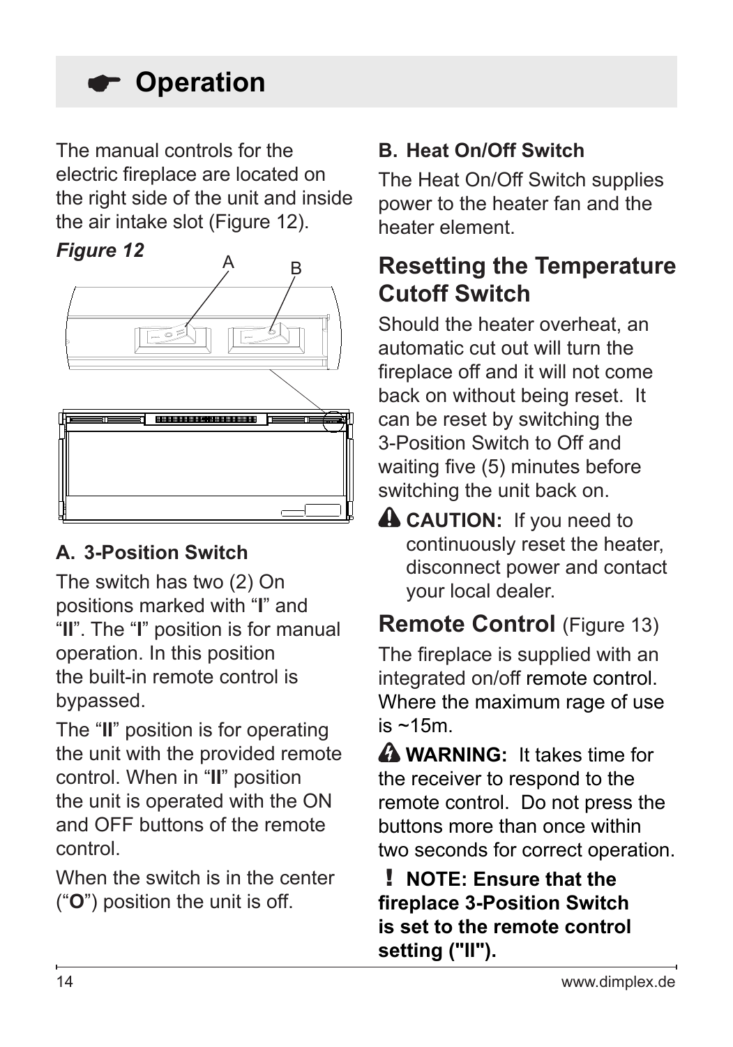# Operation

The manual controls for the electric fireplace are located on the right side of the unit and inside the air intake slot (Figure 12).

*Figure 12*

### A. 3-Position Switch

The switch has two (2) On positions marked with “**I**” and “**II**”. The “**I**” position is for manual operation. In this position the built-in remote control is bypassed.

The “**II**” position is for operating the unit with the provided remote control. When in “**II**” position the unit is operated with the ON and OFF buttons of the remote control.

When the switch is in the center (“**O**”) position the unit is off.

### B. Heat On/Off Switch

The Heat On/Off Switch supplies power to the heater fan and the heater element.

## Resetting the Temperature Cutoff Switch

Should the heater overheat, an automatic cut out will turn the fireplace off and it will not come back on without being reset. It can be reset by switching the 3-Position Switch to Off and waiting five (5) minutes before switching the unit back on.

⚠ **CAUTION:** If you need to continuously reset the heater, disconnect power and contact your local dealer.

## Remote Control (Figure 13)

The fireplace is supplied with an integrated on/off remote control. Where the maximum rage of use is ~15m.

⚠ **WARNING:** It takes time for the receiver to respond to the remote control. Do not press the buttons more than once within two seconds for correct operation.

**! NOTE: Ensure that the fireplace 3-Position Switch is set to the remote control setting ("II").**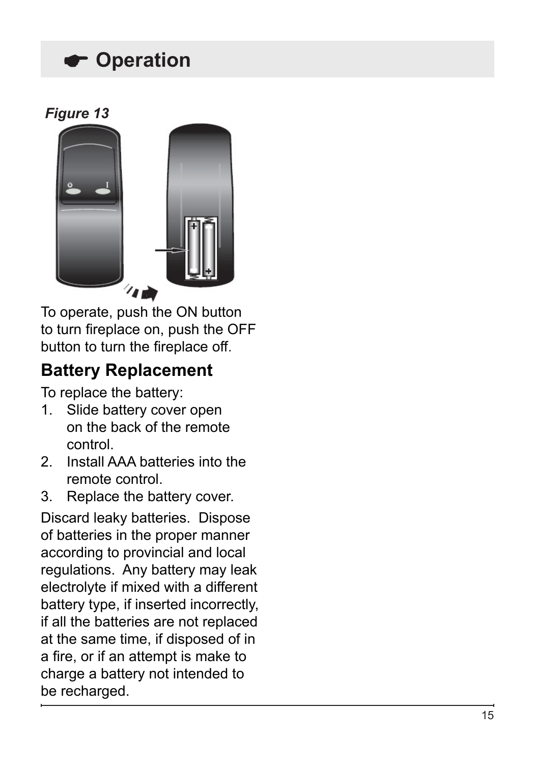# Operation

*Figure 13*

To operate, push the ON button to turn fireplace on, push the OFF button to turn the fireplace off.

## Battery Replacement

To replace the battery:

1. Slide battery cover open on the back of the remote control.
2. Install AAA batteries into the remote control.
3. Replace the battery cover.

Discard leaky batteries. Dispose of batteries in the proper manner according to provincial and local regulations. Any battery may leak electrolyte if mixed with a different battery type, if inserted incorrectly, if all the batteries are not replaced at the same time, if disposed of in a fire, or if an attempt is make to charge a battery not intended to be recharged.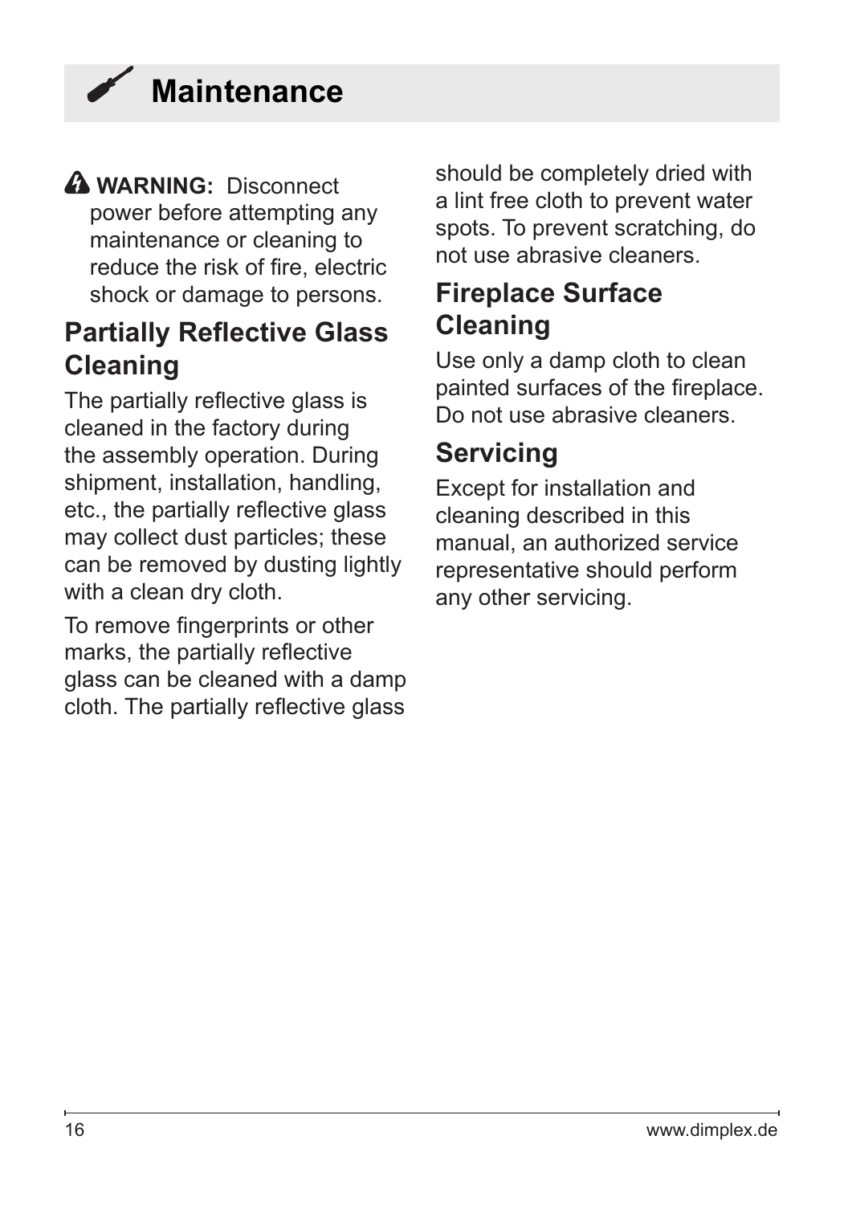# Maintenance

**WARNING:** Disconnect power before attempting any maintenance or cleaning to reduce the risk of fire, electric shock or damage to persons.

## Partially Reflective Glass Cleaning

The partially reflective glass is cleaned in the factory during the assembly operation. During shipment, installation, handling, etc., the partially reflective glass may collect dust particles; these can be removed by dusting lightly with a clean dry cloth.

To remove fingerprints or other marks, the partially reflective glass can be cleaned with a damp cloth. The partially reflective glass should be completely dried with a lint free cloth to prevent water spots. To prevent scratching, do not use abrasive cleaners.

## Fireplace Surface Cleaning

Use only a damp cloth to clean painted surfaces of the fireplace. Do not use abrasive cleaners.

## Servicing

Except for installation and cleaning described in this manual, an authorized service representative should perform any other servicing.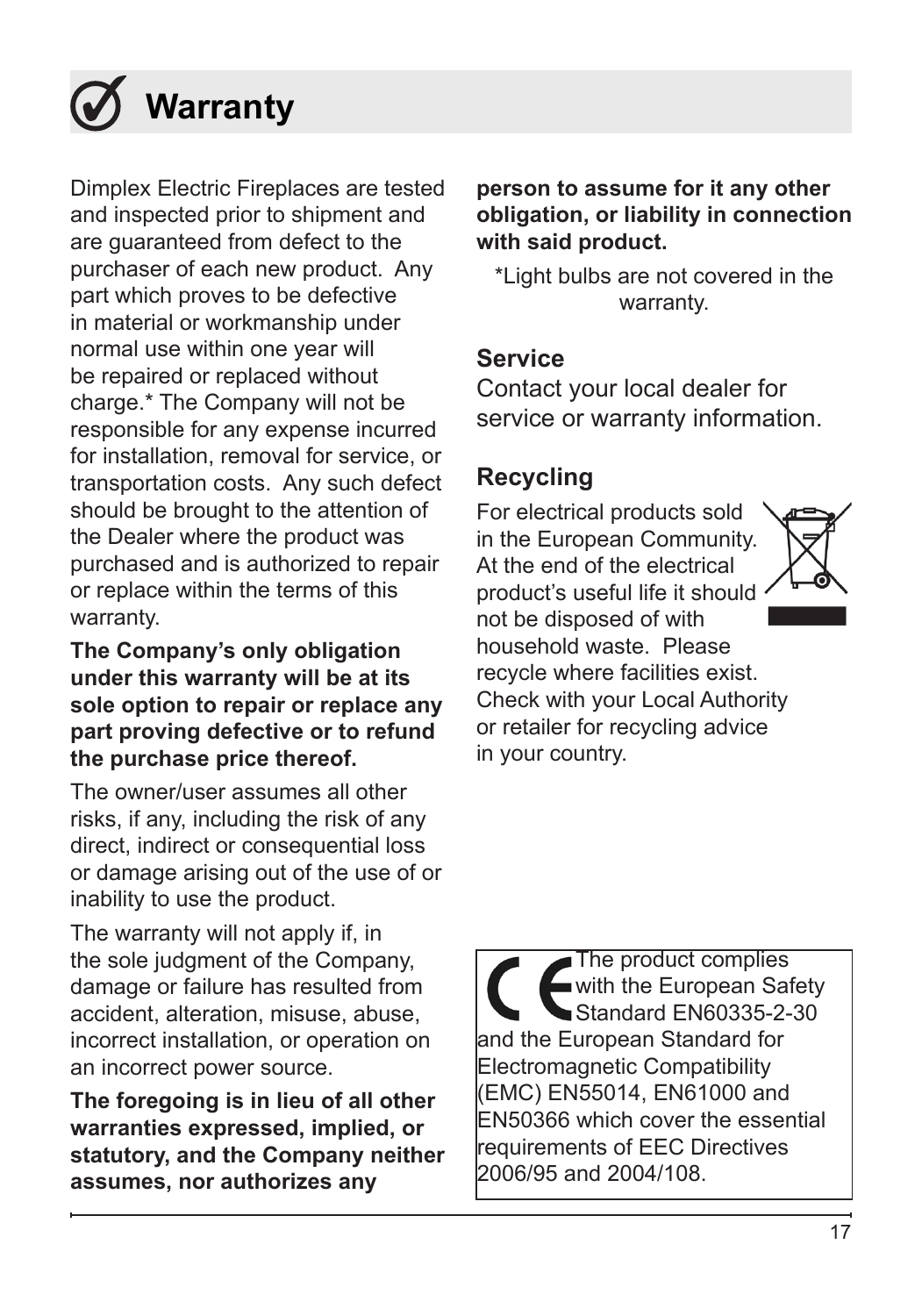# Warranty

Dimplex Electric Fireplaces are tested and inspected prior to shipment and are guaranteed from defect to the purchaser of each new product. Any part which proves to be defective in material or workmanship under normal use within one year will be repaired or replaced without charge.* The Company will not be responsible for any expense incurred for installation, removal for service, or transportation costs. Any such defect should be brought to the attention of the Dealer where the product was purchased and is authorized to repair or replace within the terms of this warranty.

**The Company's only obligation under this warranty will be at its sole option to repair or replace any part proving defective or to refund the purchase price thereof.**

The owner/user assumes all other risks, if any, including the risk of any direct, indirect or consequential loss or damage arising out of the use of or inability to use the product.

The warranty will not apply if, in the sole judgment of the Company, damage or failure has resulted from accident, alteration, misuse, abuse, incorrect installation, or operation on an incorrect power source.

**The foregoing is in lieu of all other warranties expressed, implied, or statutory, and the Company neither assumes, nor authorizes any person to assume for it any other obligation, or liability in connection with said product.**

*Light bulbs are not covered in the warranty.

## Service

Contact your local dealer for service or warranty information.

## Recycling

For electrical products sold in the European Community. At the end of the electrical product's useful life it should not be disposed of with household waste. Please recycle where facilities exist. Check with your Local Authority or retailer for recycling advice in your country.

CE The product complies with the European Safety Standard EN60335-2-30 and the European Standard for Electromagnetic Compatibility (EMC) EN55014, EN61000 and EN50366 which cover the essential requirements of EEC Directives 2006/95 and 2004/108.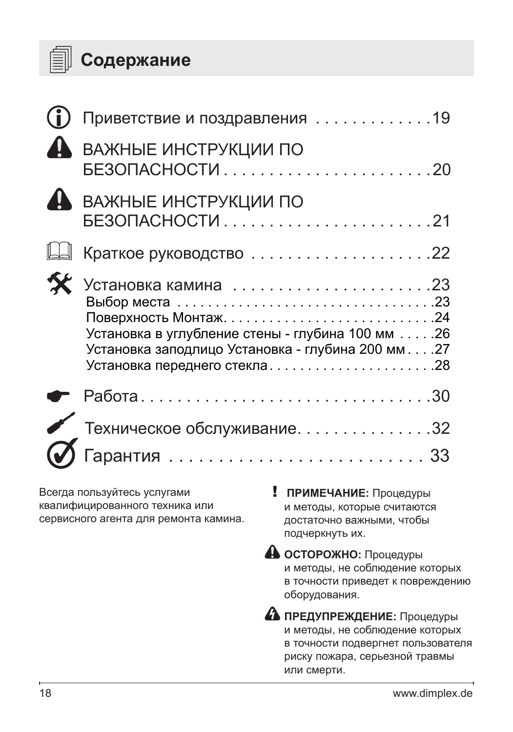# Содержание

| Раздел | Страница |
|---|---|
| Приветствие и поздравления | 19 |
| ВАЖНЫЕ ИНСТРУКЦИИ ПО БЕЗОПАСНОСТИ | 20 |
| ВАЖНЫЕ ИНСТРУКЦИИ ПО БЕЗОПАСНОСТИ | 21 |
| Краткое руководство | 22 |
| Установка камина | 23 |
| Выбор места | 23 |
| Поверхность Монтаж | 24 |
| Установка в углубление стены - глубина 100 мм | 26 |
| Установка заподлицо Установка - глубина 200 мм | 27 |
| Установка переднего стекла | 28 |
| Работа | 30 |
| Техническое обслуживание | 32 |
| Гарантия | 33 |

Всегда пользуйтесь услугами квалифицированного техника или сервисного агента для ремонта камина.

! **ПРИМЕЧАНИЕ:** Процедуры и методы, которые считаются достаточно важными, чтобы подчеркнуть их.

**ОСТОРОЖНО:** Процедуры и методы, не соблюдение которых в точности приведет к повреждению оборудования.

**ПРЕДУПРЕЖДЕНИЕ:** Процедуры и методы, не соблюдение которых в точности подвергнет пользователя риску пожара, серьезной травмы или смерти.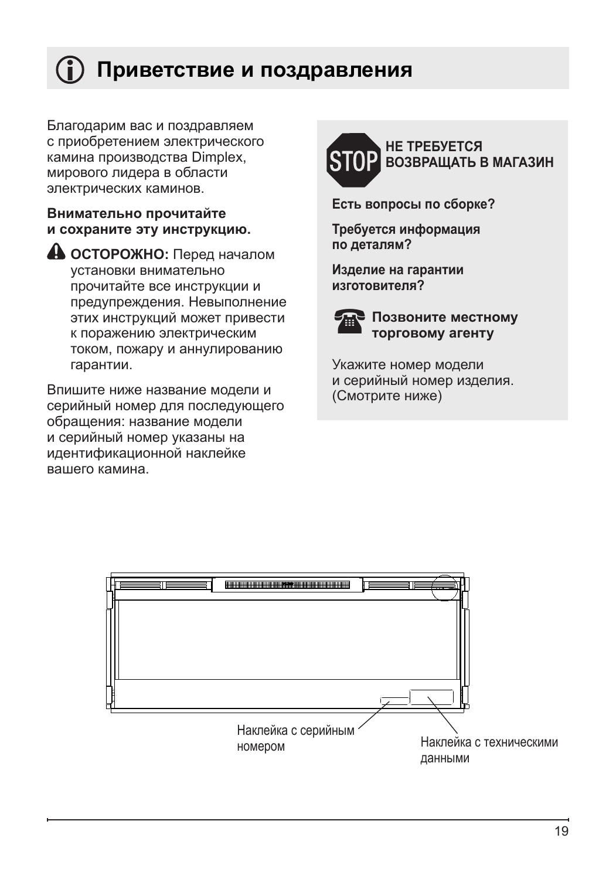# Приветствие и поздравления

Благодарим вас и поздравляем с приобретением электрического камина производства Dimplex, мирового лидера в области электрических каминов.

**Внимательно прочитайте и сохраните эту инструкцию.**

⚠ **ОСТОРОЖНО:** Перед началом установки внимательно прочитайте все инструкции и предупреждения. Невыполнение этих инструкций может привести к поражению электрическим током, пожару и аннулированию гарантии.

Впишите ниже название модели и серийный номер для последующего обращения: название модели и серийный номер указаны на идентификационной наклейке вашего камина.

**STOP НЕ ТРЕБУЕТСЯ ВОЗВРАЩАТЬ В МАГАЗИН**

**Есть вопросы по сборке?**

**Требуется информация по деталям?**

**Изделие на гарантии изготовителя?**

**Позвоните местному торговому агенту**

Укажите номер модели и серийный номер изделия. (Смотрите ниже)

Наклейка с серийным номером

Наклейка с техническими данными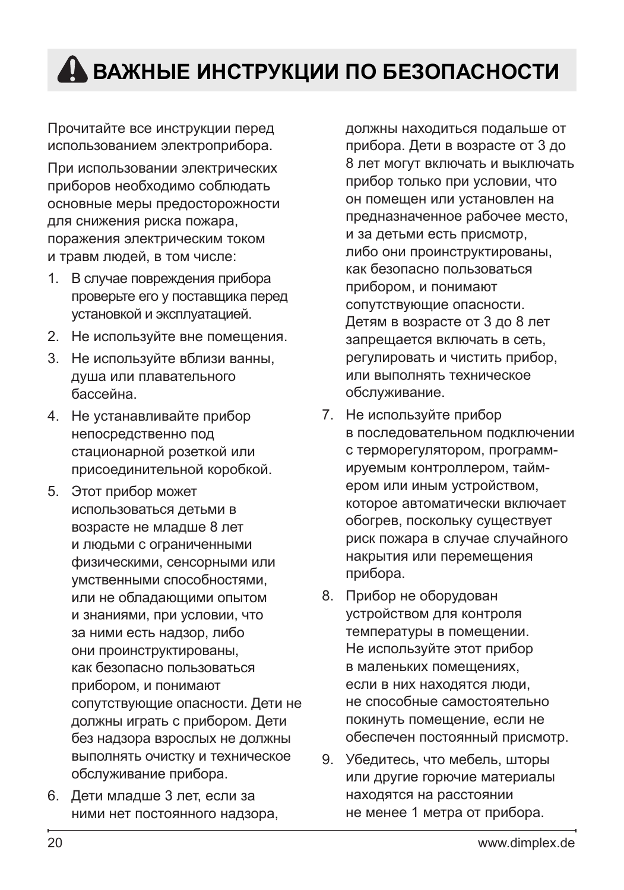# ⚠ ВАЖНЫЕ ИНСТРУКЦИИ ПО БЕЗОПАСНОСТИ

Прочитайте все инструкции перед использованием электроприбора.

При использовании электрических приборов необходимо соблюдать основные меры предосторожности для снижения риска пожара, поражения электрическим током и травм людей, в том числе:

1. В случае повреждения прибора проверьте его у поставщика перед установкой и эксплуатацией.
2. Не используйте вне помещения.
3. Не используйте вблизи ванны, душа или плавательного бассейна.
4. Не устанавливайте прибор непосредственно под стационарной розеткой или присоединительной коробкой.
5. Этот прибор может использоваться детьми в возрасте не младше 8 лет и людьми с ограниченными физическими, сенсорными или умственными способностями, или не обладающими опытом и знаниями, при условии, что за ними есть надзор, либо они проинструктированы, как безопасно пользоваться прибором, и понимают сопутствующие опасности. Дети не должны играть с прибором. Дети без надзора взрослых не должны выполнять очистку и техническое обслуживание прибора.
6. Дети младше 3 лет, если за ними нет постоянного надзора, должны находиться подальше от прибора. Дети в возрасте от 3 до 8 лет могут включать и выключать прибор только при условии, что он помещен или установлен на предназначенное рабочее место, и за детьми есть присмотр, либо они проинструктированы, как безопасно пользоваться прибором, и понимают сопутствующие опасности. Детям в возрасте от 3 до 8 лет запрещается включать в сеть, регулировать и чистить прибор, или выполнять техническое обслуживание.
7. Не используйте прибор в последовательном подключении с терморегулятором, программируемым контроллером, таймером или иным устройством, которое автоматически включает обогрев, поскольку существует риск пожара в случае случайного накрытия или перемещения прибора.
8. Прибор не оборудован устройством для контроля температуры в помещении. Не используйте этот прибор в маленьких помещениях, если в них находятся люди, не способные самостоятельно покинуть помещение, если не обеспечен постоянный присмотр.
9. Убедитесь, что мебель, шторы или другие горючие материалы находятся на расстоянии не менее 1 метра от прибора.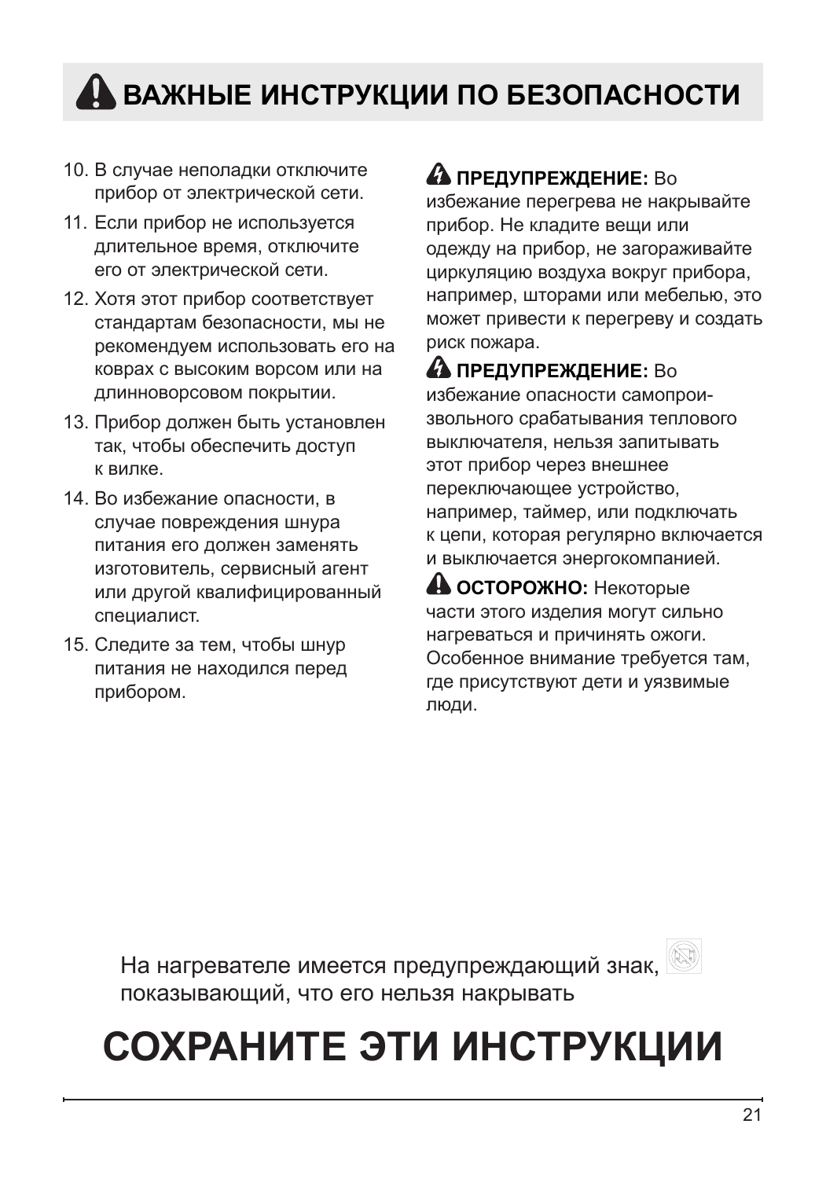# ⚠ ВАЖНЫЕ ИНСТРУКЦИИ ПО БЕЗОПАСНОСТИ

10. В случае неполадки отключите прибор от электрической сети.
11. Если прибор не используется длительное время, отключите его от электрической сети.
12. Хотя этот прибор соответствует стандартам безопасности, мы не рекомендуем использовать его на коврах с высоким ворсом или на длинноворсовом покрытии.
13. Прибор должен быть установлен так, чтобы обеспечить доступ к вилке.
14. Во избежание опасности, в случае повреждения шнура питания его должен заменять изготовитель, сервисный агент или другой квалифицированный специалист.
15. Следите за тем, чтобы шнур питания не находился перед прибором.

**ПРЕДУПРЕЖДЕНИЕ:** Во избежание перегрева не накрывайте прибор. Не кладите вещи или одежду на прибор, не загораживайте циркуляцию воздуха вокруг прибора, например, шторами или мебелью, это может привести к перегреву и создать риск пожара.

**ПРЕДУПРЕЖДЕНИЕ:** Во избежание опасности самопроизвольного срабатывания теплового выключателя, нельзя запитывать этот прибор через внешнее переключающее устройство, например, таймер, или подключать к цепи, которая регулярно включается и выключается энергокомпанией.

**ОСТОРОЖНО:** Некоторые части этого изделия могут сильно нагреваться и причинять ожоги. Особенное внимание требуется там, где присутствуют дети и уязвимые люди.

На нагревателе имеется предупреждающий знак, показывающий, что его нельзя накрывать

# СОХРАНИТЕ ЭТИ ИНСТРУКЦИИ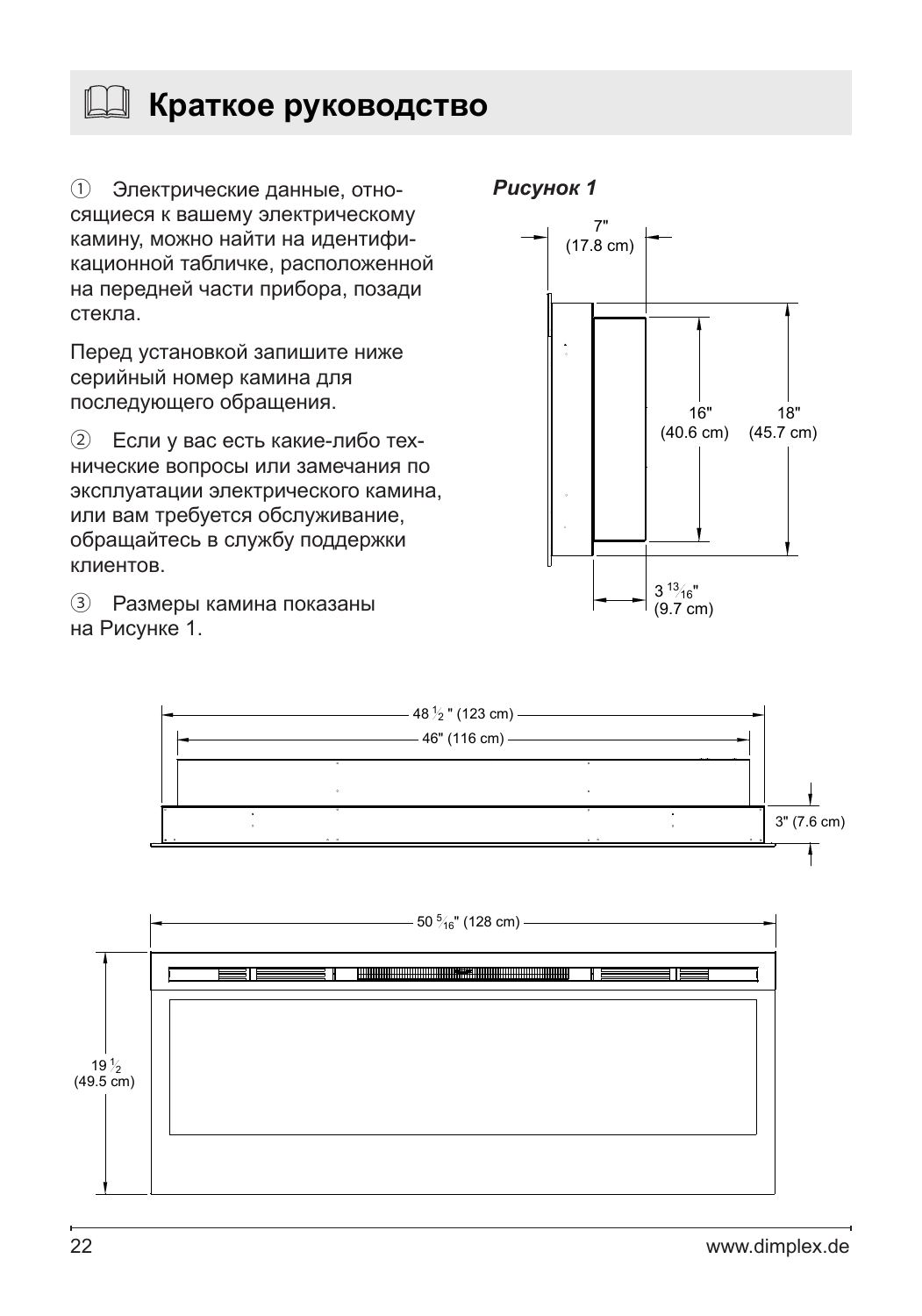# Краткое руководство

① Электрические данные, относящиеся к вашему электрическому камину, можно найти на идентификационной табличке, расположенной на передней части прибора, позади стекла.

Перед установкой запишите ниже серийный номер камина для последующего обращения.

② Если у вас есть какие-либо технические вопросы или замечания по эксплуатации электрического камина, или вам требуется обслуживание, обращайтесь в службу поддержки клиентов.

③ Размеры камина показаны на Рисунке 1.

***Рисунок 1***

7" (17.8 cm)

16" (40.6 cm)

18" (45.7 cm)

3 13/16" (9.7 cm)

48 1/2 " (123 cm)

46" (116 cm)

3" (7.6 cm)

50 5/16" (128 cm)

19 1/2 (49.5 cm)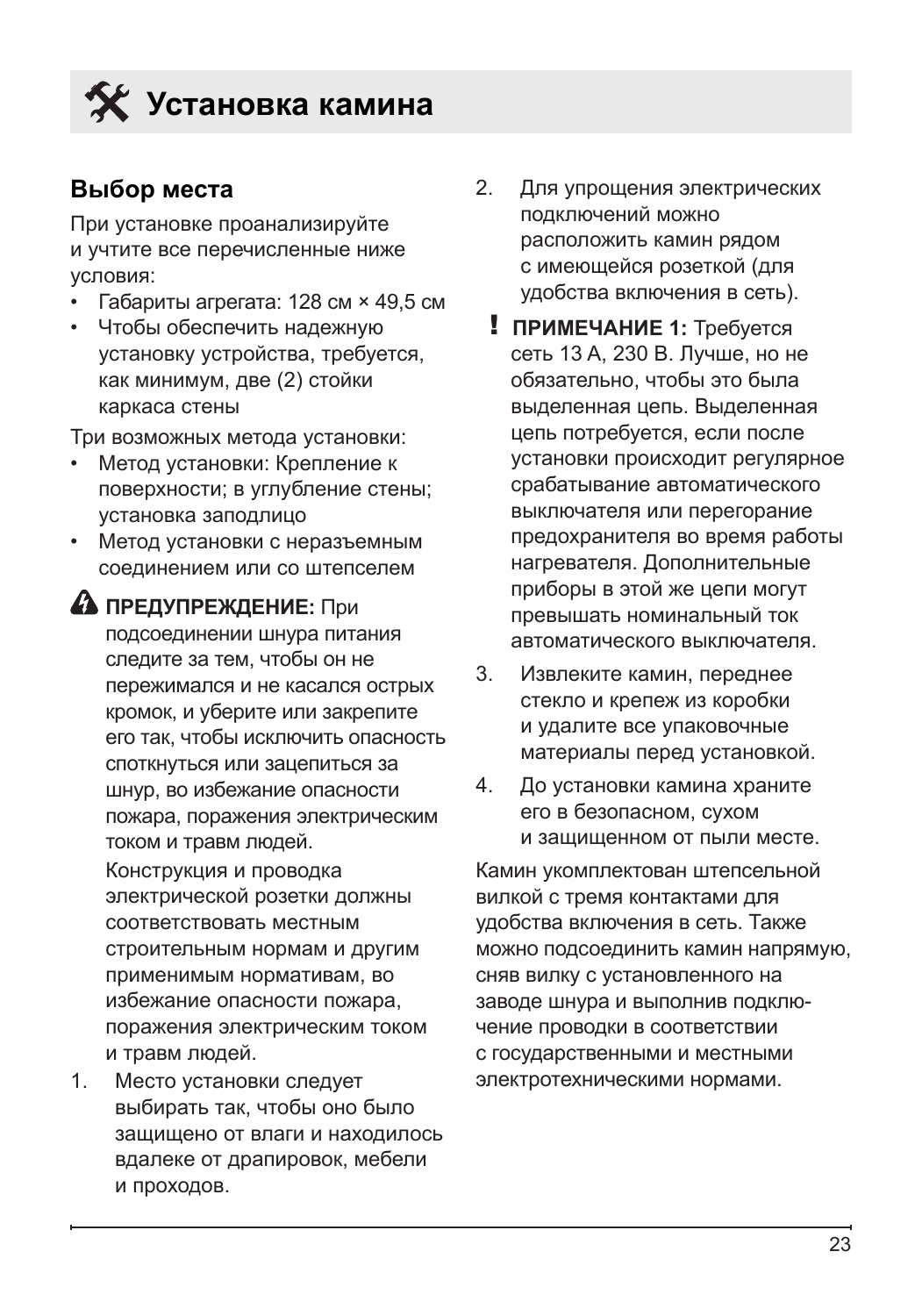# Установка камина

## Выбор места

При установке проанализируйте и учтите все перечисленные ниже условия:

- Габариты агрегата: 128 см × 49,5 см
- Чтобы обеспечить надежную установку устройства, требуется, как минимум, две (2) стойки каркаса стены

Три возможных метода установки:

- Метод установки: Крепление к поверхности; в углубление стены; установка заподлицо
- Метод установки с неразъемным соединением или со штепселем

**ПРЕДУПРЕЖДЕНИЕ:** При подсоединении шнура питания следите за тем, чтобы он не пережимался и не касался острых кромок, и уберите или закрепите его так, чтобы исключить опасность споткнуться или зацепиться за шнур, во избежание опасности пожара, поражения электрическим током и травм людей.

Конструкция и проводка электрической розетки должны соответствовать местным строительным нормам и другим применимым нормативам, во избежание опасности пожара, поражения электрическим током и травм людей.

1. Место установки следует выбирать так, чтобы оно было защищено от влаги и находилось вдалеке от драпировок, мебели и проходов.
2. Для упрощения электрических подключений можно расположить камин рядом с имеющейся розеткой (для удобства включения в сеть).

**ПРИМЕЧАНИЕ 1:** Требуется сеть 13 А, 230 В. Лучше, но не обязательно, чтобы это была выделенная цепь. Выделенная цепь потребуется, если после установки происходит регулярное срабатывание автоматического выключателя или перегорание предохранителя во время работы нагревателя. Дополнительные приборы в этой же цепи могут превышать номинальный ток автоматического выключателя.

3. Извлеките камин, переднее стекло и крепеж из коробки и удалите все упаковочные материалы перед установкой.
4. До установки камина храните его в безопасном, сухом и защищенном от пыли месте.

Камин укомплектован штепсельной вилкой с тремя контактами для удобства включения в сеть. Также можно подсоединить камин напрямую, сняв вилку с установленного на заводе шнура и выполнив подключение проводки в соответствии с государственными и местными электротехническими нормами.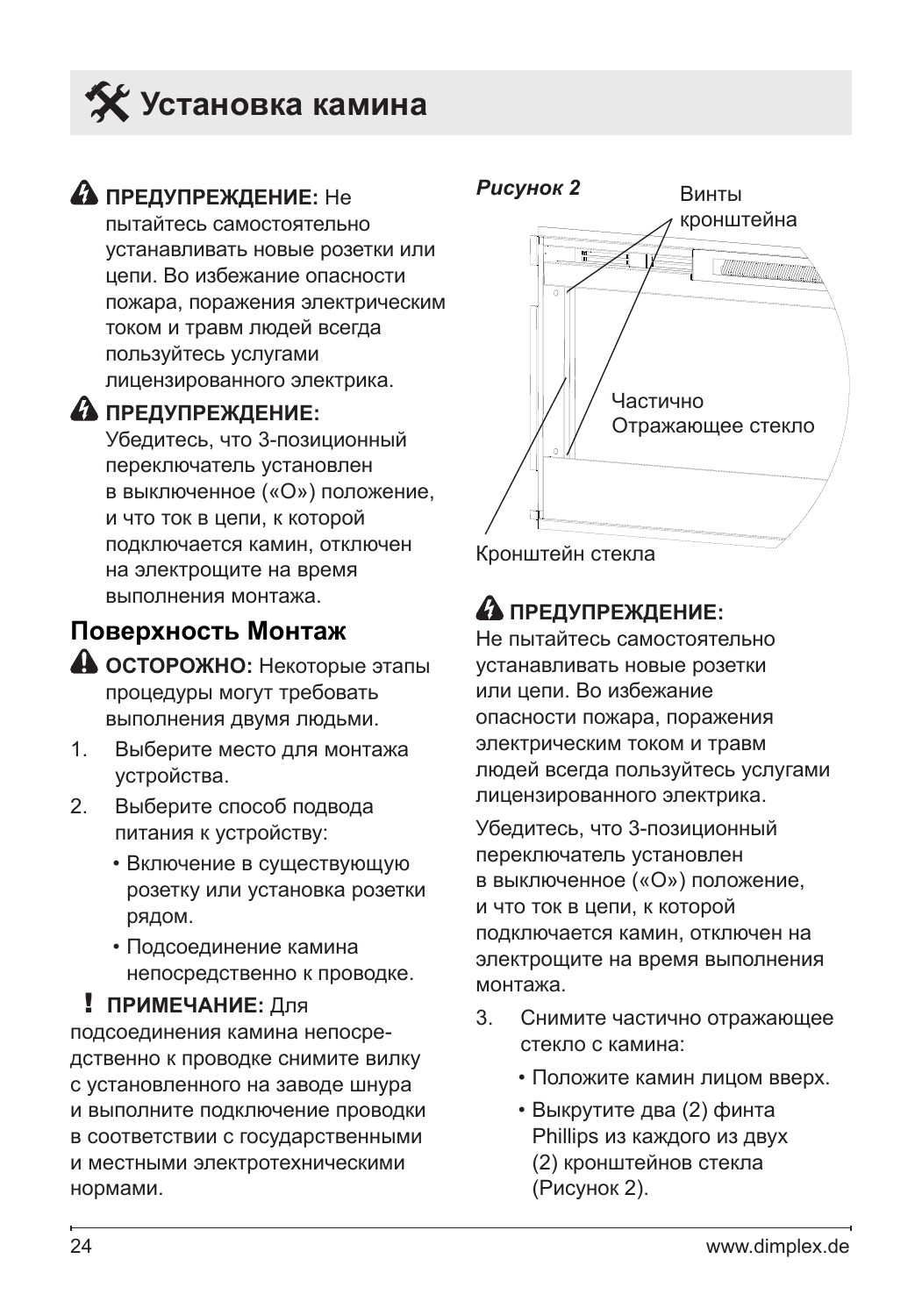# Установка камина

**ПРЕДУПРЕЖДЕНИЕ:** Не пытайтесь самостоятельно устанавливать новые розетки или цепи. Во избежание опасности пожара, поражения электрическим током и травм людей всегда пользуйтесь услугами лицензированного электрика.

**ПРЕДУПРЕЖДЕНИЕ:** Убедитесь, что 3-позиционный переключатель установлен в выключенное («O») положение, и что ток в цепи, к которой подключается камин, отключен на электрощите на время выполнения монтажа.

## Поверхность Монтаж

**ОСТОРОЖНО:** Некоторые этапы процедуры могут требовать выполнения двумя людьми.

1. Выберите место для монтажа устройства.
2. Выберите способ подвода питания к устройству:
   - Включение в существующую розетку или установка розетки рядом.
   - Подсоединение камина непосредственно к проводке.

**! ПРИМЕЧАНИЕ:** Для подсоединения камина непосре- дственно к проводке снимите вилку с установленного на заводе шнура и выполните подключение проводки в соответствии с государственными и местными электротехническими нормами.

***Рисунок 2***

Винты кронштейна

Частично Отражающее стекло

Кронштейн стекла

**ПРЕДУПРЕЖДЕНИЕ:**
Не пытайтесь самостоятельно устанавливать новые розетки или цепи. Во избежание опасности пожара, поражения электрическим током и травм людей всегда пользуйтесь услугами лицензированного электрика.

Убедитесь, что 3-позиционный переключатель установлен в выключенное («O») положение, и что ток в цепи, к которой подключается камин, отключен на электрощите на время выполнения монтажа.

3. Снимите частично отражающее стекло с камина:
   - Положите камин лицом вверх.
   - Выкрутите два (2) финта Phillips из каждого из двух (2) кронштейнов стекла (Рисунок 2).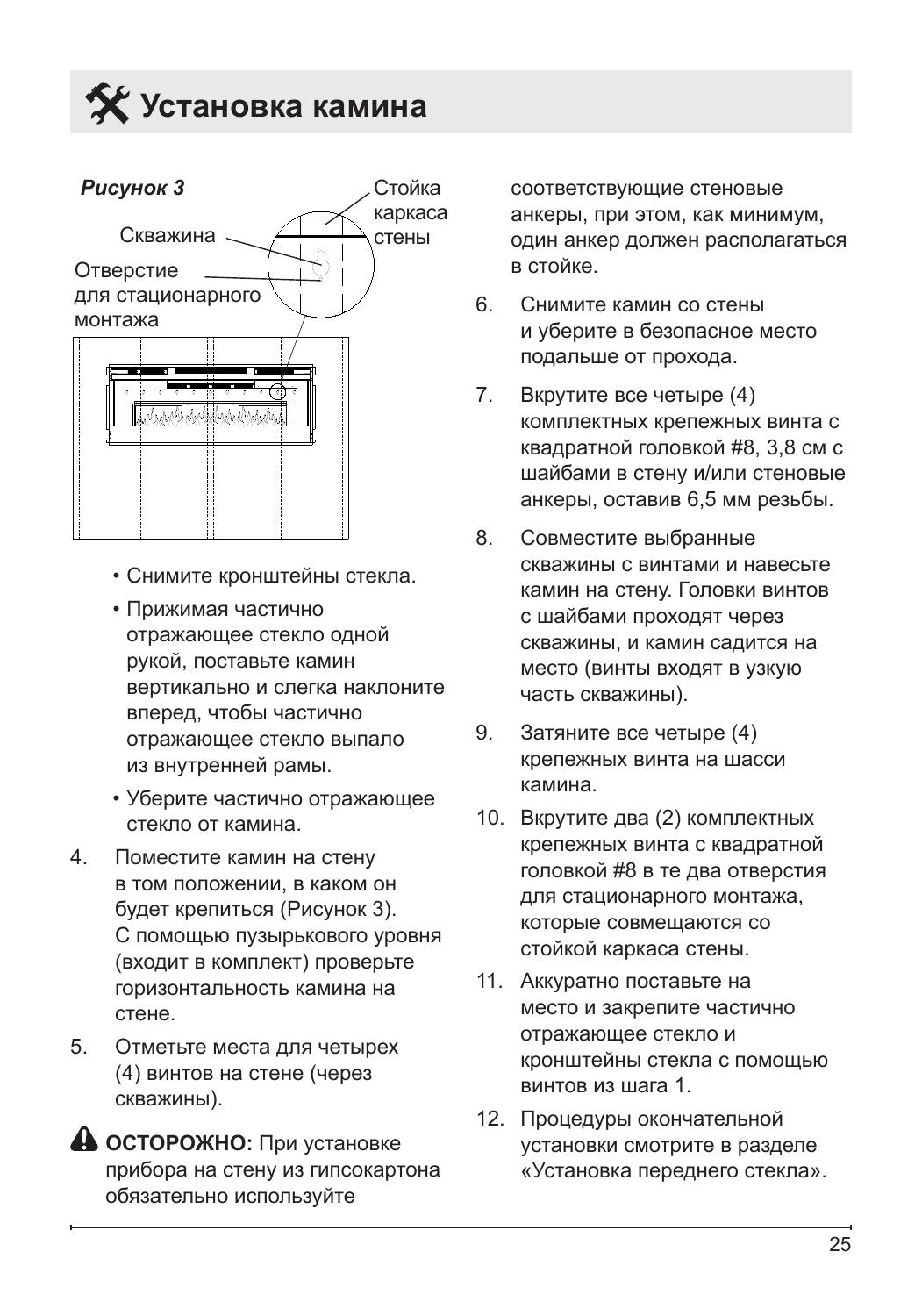# Установка камина

*Рисунок 3*

Стойка каркаса стены

Скважина

Отверстие для стационарного монтажа

- Снимите кронштейны стекла.
- Прижимая частично отражающее стекло одной рукой, поставьте камин вертикально и слегка наклоните вперед, чтобы частично отражающее стекло выпало из внутренней рамы.
- Уберите частично отражающее стекло от камина.

4. Поместите камин на стену в том положении, в каком он будет крепиться (Рисунок 3). С помощью пузырькового уровня (входит в комплект) проверьте горизонтальность камина на стене.
5. Отметьте места для четырех (4) винтов на стене (через скважины).

⚠ **ОСТОРОЖНО:** При установке прибора на стену из гипсокартона обязательно используйте соответствующие стеновые анкеры, при этом, как минимум, один анкер должен располагаться в стойке.

6. Снимите камин со стены и уберите в безопасное место подальше от прохода.
7. Вкрутите все четыре (4) комплектных крепежных винта с квадратной головкой #8, 3,8 см с шайбами в стену и/или стеновые анкеры, оставив 6,5 мм резьбы.
8. Совместите выбранные скважины с винтами и навесьте камин на стену. Головки винтов с шайбами проходят через скважины, и камин садится на место (винты входят в узкую часть скважины).
9. Затяните все четыре (4) крепежных винта на шасси камина.
10. Вкрутите два (2) комплектных крепежных винта с квадратной головкой #8 в те два отверстия для стационарного монтажа, которые совмещаются со стойкой каркаса стены.
11. Аккуратно поставьте на место и закрепите частично отражающее стекло и кронштейны стекла с помощью винтов из шага 1.
12. Процедуры окончательной установки смотрите в разделе «Установка переднего стекла».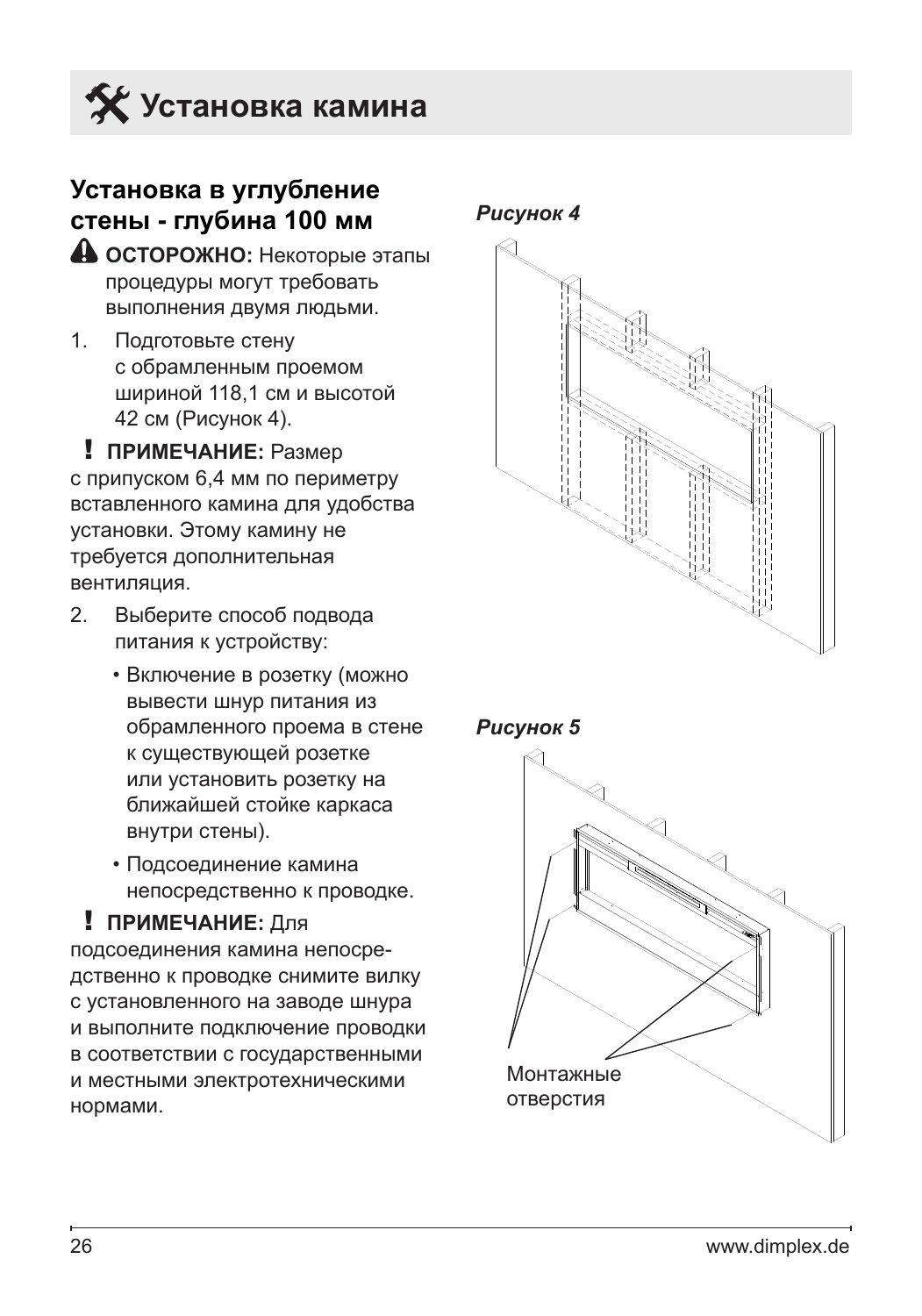# Установка камина

## Установка в углубление стены - глубина 100 мм

**ОСТОРОЖНО:** Некоторые этапы процедуры могут требовать выполнения двумя людьми.

1. Подготовьте стену с обрамленным проемом шириной 118,1 см и высотой 42 см (Рисунок 4).

**! ПРИМЕЧАНИЕ:** Размер с припуском 6,4 мм по периметру вставленного камина для удобства установки. Этому камину не требуется дополнительная вентиляция.

2. Выберите способ подвода питания к устройству:
   - Включение в розетку (можно вывести шнур питания из обрамленного проема в стене к существующей розетке или установить розетку на ближайшей стойке каркаса внутри стены).
   - Подсоединение камина непосредственно к проводке.

**! ПРИМЕЧАНИЕ:** Для подсоединения камина непосредственно к проводке снимите вилку с установленного на заводе шнура и выполните подключение проводки в соответствии с государственными и местными электротехническими нормами.

*Рисунок 4*

*Рисунок 5*

Монтажные отверстия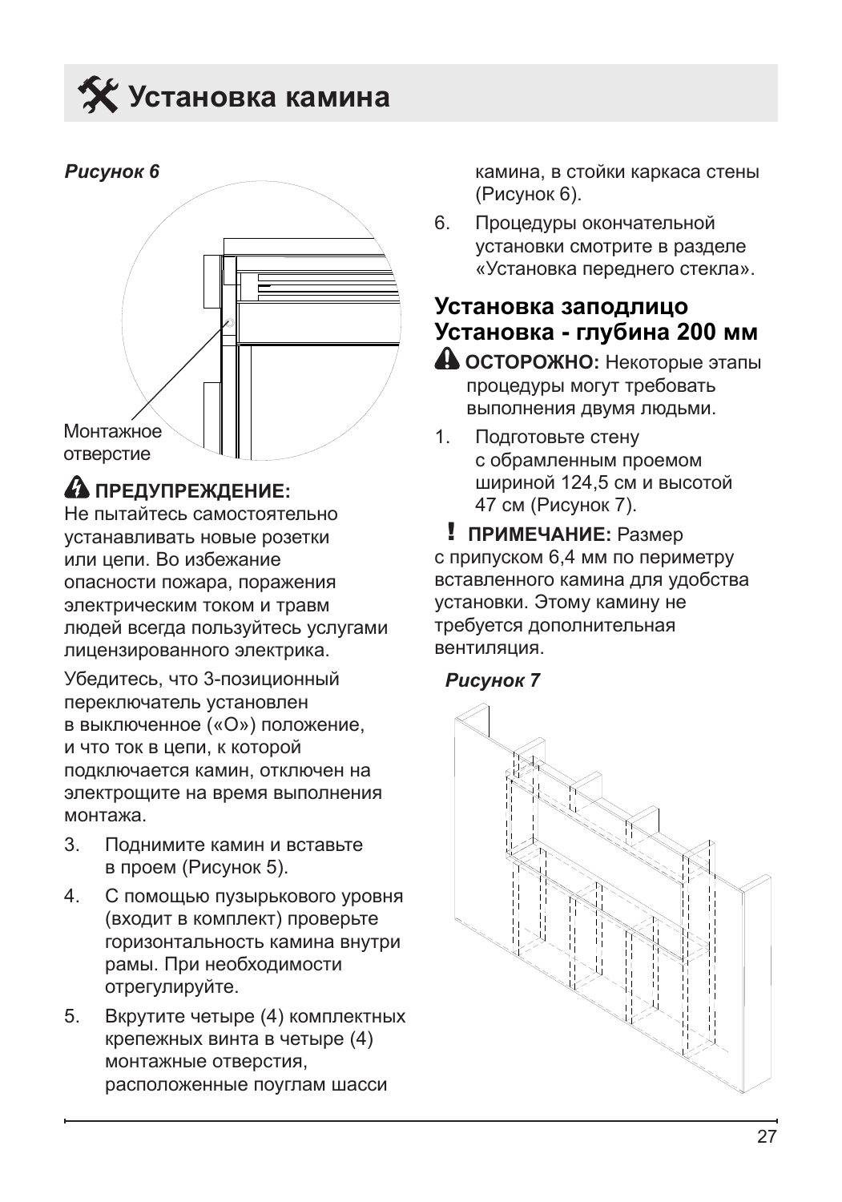# Установка камина

*Рисунок 6*

Монтажное отверстие

**ПРЕДУПРЕЖДЕНИЕ:** Не пытайтесь самостоятельно устанавливать новые розетки или цепи. Во избежание опасности пожара, поражения электрическим током и травм людей всегда пользуйтесь услугами лицензированного электрика.

Убедитесь, что 3-позиционный переключатель установлен в выключенное («O») положение, и что ток в цепи, к которой подключается камин, отключен на электрощите на время выполнения монтажа.

3. Поднимите камин и вставьте в проем (Рисунок 5).
4. С помощью пузырькового уровня (входит в комплект) проверьте горизонтальность камина внутри рамы. При необходимости отрегулируйте.
5. Вкрутите четыре (4) комплектных крепежных винта в четыре (4) монтажные отверстия, расположенные поуглам шасси камина, в стойки каркаса стены (Рисунок 6).
6. Процедуры окончательной установки смотрите в разделе «Установка переднего стекла».

## Установка заподлицо
## Установка - глубина 200 мм

**ОСТОРОЖНО:** Некоторые этапы процедуры могут требовать выполнения двумя людьми.

1. Подготовьте стену с обрамленным проемом шириной 124,5 см и высотой 47 см (Рисунок 7).

**! ПРИМЕЧАНИЕ:** Размер с припуском 6,4 мм по периметру вставленного камина для удобства установки. Этому камину не требуется дополнительная вентиляция.

*Рисунок 7*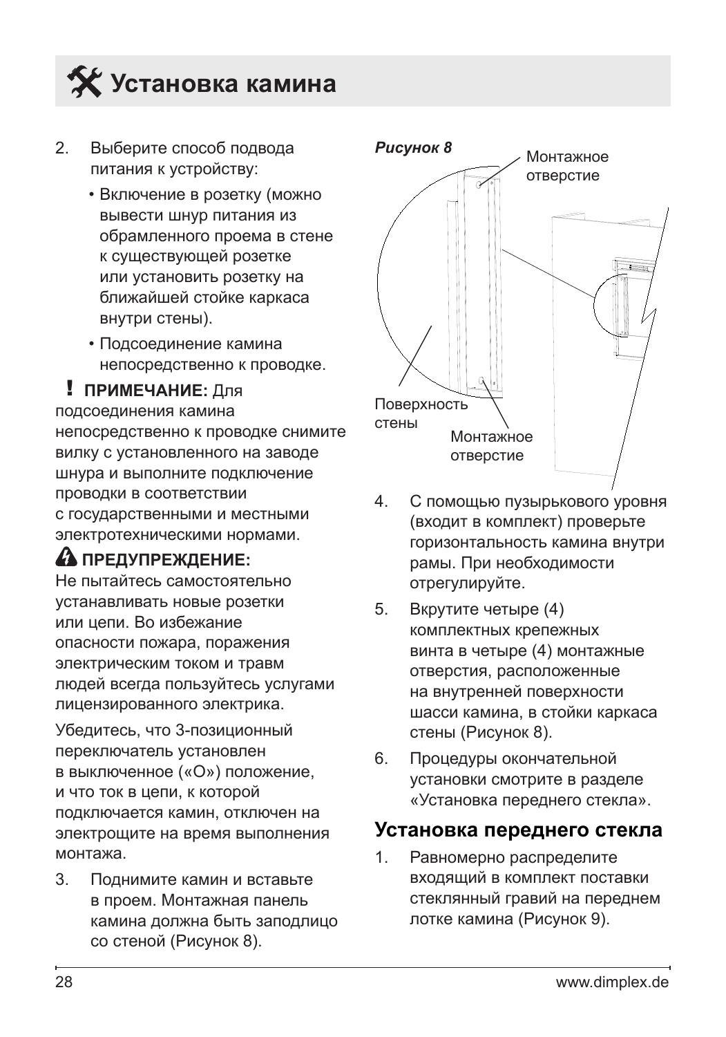# Установка камина

2. Выберите способ подвода питания к устройству:
   - Включение в розетку (можно вывести шнур питания из обрамленного проема в стене к существующей розетке или установить розетку на ближайшей стойке каркаса внутри стены).
   - Подсоединение камина непосредственно к проводке.

**! ПРИМЕЧАНИЕ:** Для подсоединения камина непосредственно к проводке снимите вилку с установленного на заводе шнура и выполните подключение проводки в соответствии с государственными и местными электротехническими нормами.

**ПРЕДУПРЕЖДЕНИЕ:**
Не пытайтесь самостоятельно устанавливать новые розетки или цепи. Во избежание опасности пожара, поражения электрическим током и травм людей всегда пользуйтесь услугами лицензированного электрика.

Убедитесь, что 3-позиционный переключатель установлен в выключенное («O») положение, и что ток в цепи, к которой подключается камин, отключен на электрощите на время выполнения монтажа.

3. Поднимите камин и вставьте в проем. Монтажная панель камина должна быть заподлицо со стеной (Рисунок 8).

***Рисунок 8***

Монтажное отверстие

Поверхность стены

Монтажное отверстие

4. С помощью пузырькового уровня (входит в комплект) проверьте горизонтальность камина внутри рамы. При необходимости отрегулируйте.
5. Вкрутите четыре (4) комплектных крепежных винта в четыре (4) монтажные отверстия, расположенные на внутренней поверхности шасси камина, в стойки каркаса стены (Рисунок 8).
6. Процедуры окончательной установки смотрите в разделе «Установка переднего стекла».

## Установка переднего стекла

1. Равномерно распределите входящий в комплект поставки стеклянный гравий на переднем лотке камина (Рисунок 9).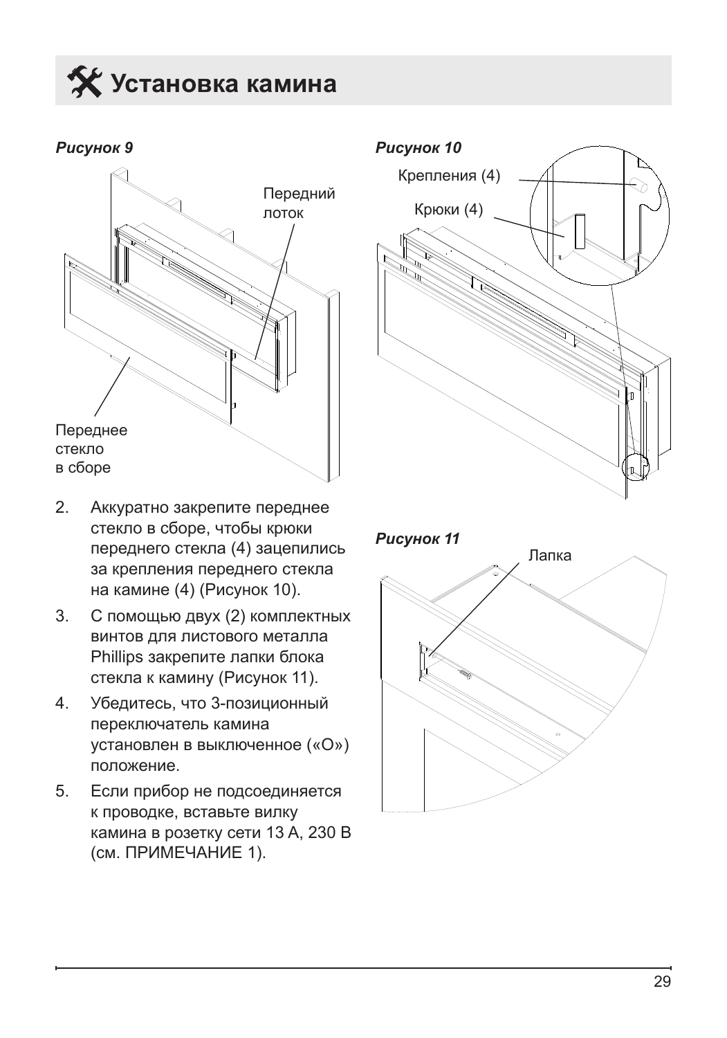# Установка камина

*Рисунок 9*

Передний лоток

Переднее стекло в сборе

2. Аккуратно закрепите переднее стекло в сборе, чтобы крюки переднего стекла (4) зацепились за крепления переднего стекла на камине (4) (Рисунок 10).
3. С помощью двух (2) комплектных винтов для листового металла Phillips закрепите лапки блока стекла к камину (Рисунок 11).
4. Убедитесь, что 3-позиционный переключатель камина установлен в выключенное («O») положение.
5. Если прибор не подсоединяется к проводке, вставьте вилку камина в розетку сети 13 А, 230 В (см. ПРИМЕЧАНИЕ 1).

*Рисунок 10*

Крепления (4)

Крюки (4)

*Рисунок 11*

Лапка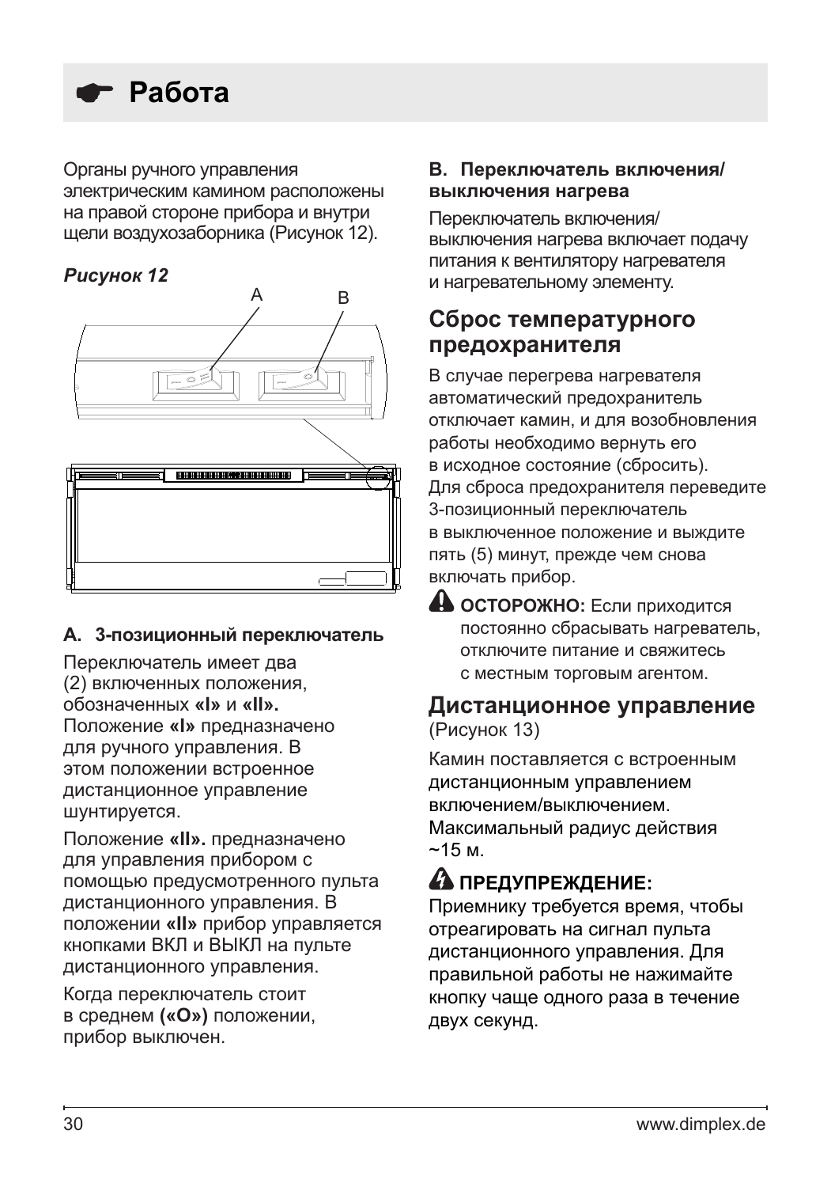# ☛ Работа

Органы ручного управления электрическим камином расположены на правой стороне прибора и внутри щели воздухозаборника (Рисунок 12).

***Рисунок 12***

A B

**A. 3-позиционный переключатель**

Переключатель имеет два (2) включенных положения, обозначенных **«I»** и **«II».** Положение **«I»** предназначено для ручного управления. В этом положении встроенное дистанционное управление шунтируется.

Положение **«II».** предназначено для управления прибором с помощью предусмотренного пульта дистанционного управления. В положении **«II»** прибор управляется кнопками ВКЛ и ВЫКЛ на пульте дистанционного управления.

Когда переключатель стоит в среднем **(«O»)** положении, прибор выключен.

**B. Переключатель включения/выключения нагрева**

Переключатель включения/выключения нагрева включает подачу питания к вентилятору нагревателя и нагревательному элементу.

## Сброс температурного предохранителя

В случае перегрева нагревателя автоматический предохранитель отключает камин, и для возобновления работы необходимо вернуть его в исходное состояние (сбросить). Для сброса предохранителя переведите 3-позиционный переключатель в выключенное положение и выждите пять (5) минут, прежде чем снова включать прибор.

⚠ **ОСТОРОЖНО:** Если приходится постоянно сбрасывать нагреватель, отключите питание и свяжитесь с местным торговым агентом.

## Дистанционное управление

(Рисунок 13)

Камин поставляется с встроенным дистанционным управлением включением/выключением. Максимальный радиус действия ~15 м.

**⚠ ПРЕДУПРЕЖДЕНИЕ:**

Приемнику требуется время, чтобы отреагировать на сигнал пульта дистанционного управления. Для правильной работы не нажимайте кнопку чаще одного раза в течение двух секунд.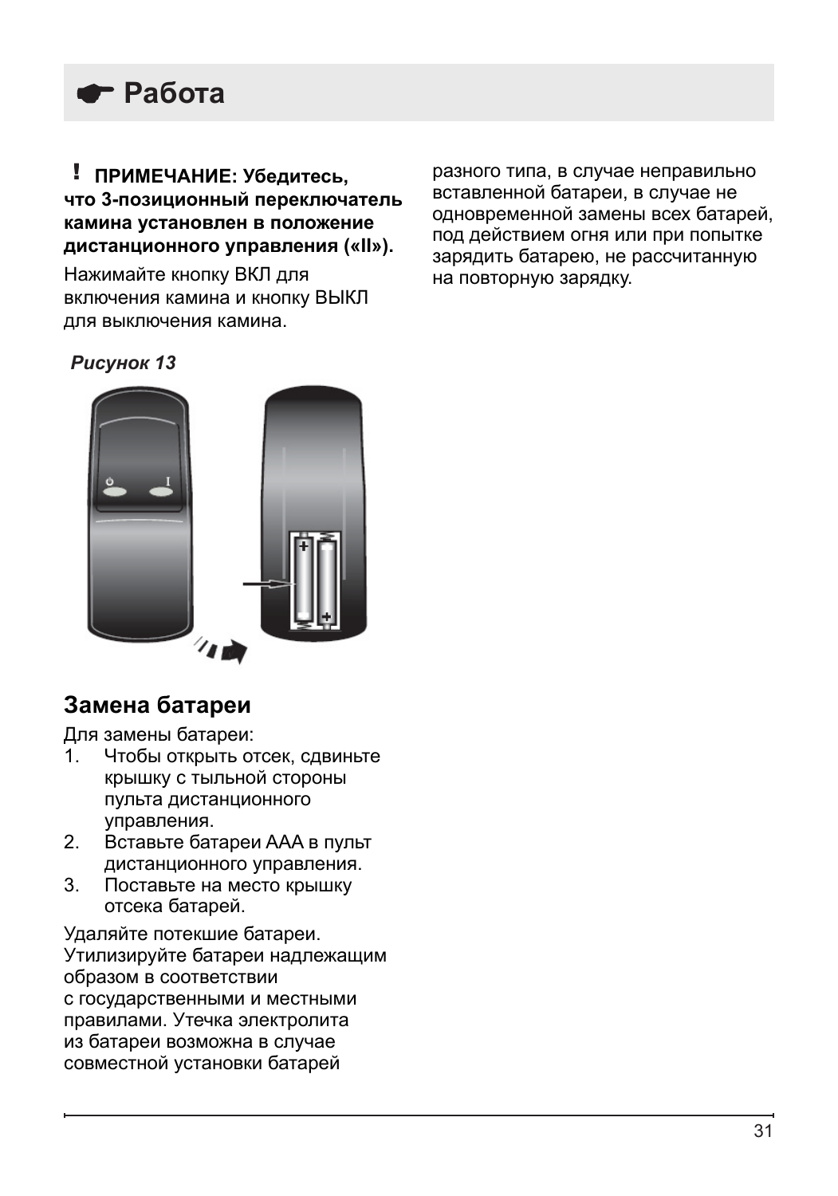# ☛ Работа

**! ПРИМЕЧАНИЕ: Убедитесь, что 3-позиционный переключатель камина установлен в положение дистанционного управления («II»).**

Нажимайте кнопку ВКЛ для включения камина и кнопку ВЫКЛ для выключения камина.

***Рисунок 13***

## Замена батареи

Для замены батареи:

1. Чтобы открыть отсек, сдвиньте крышку с тыльной стороны пульта дистанционного управления.
2. Вставьте батареи AAA в пульт дистанционного управления.
3. Поставьте на место крышку отсека батарей.

Удаляйте потекшие батареи. Утилизируйте батареи надлежащим образом в соответствии с государственными и местными правилами. Утечка электролита из батареи возможна в случае совместной установки батарей разного типа, в случае неправильно вставленной батареи, в случае не одновременной замены всех батарей, под действием огня или при попытке зарядить батарею, не рассчитанную на повторную зарядку.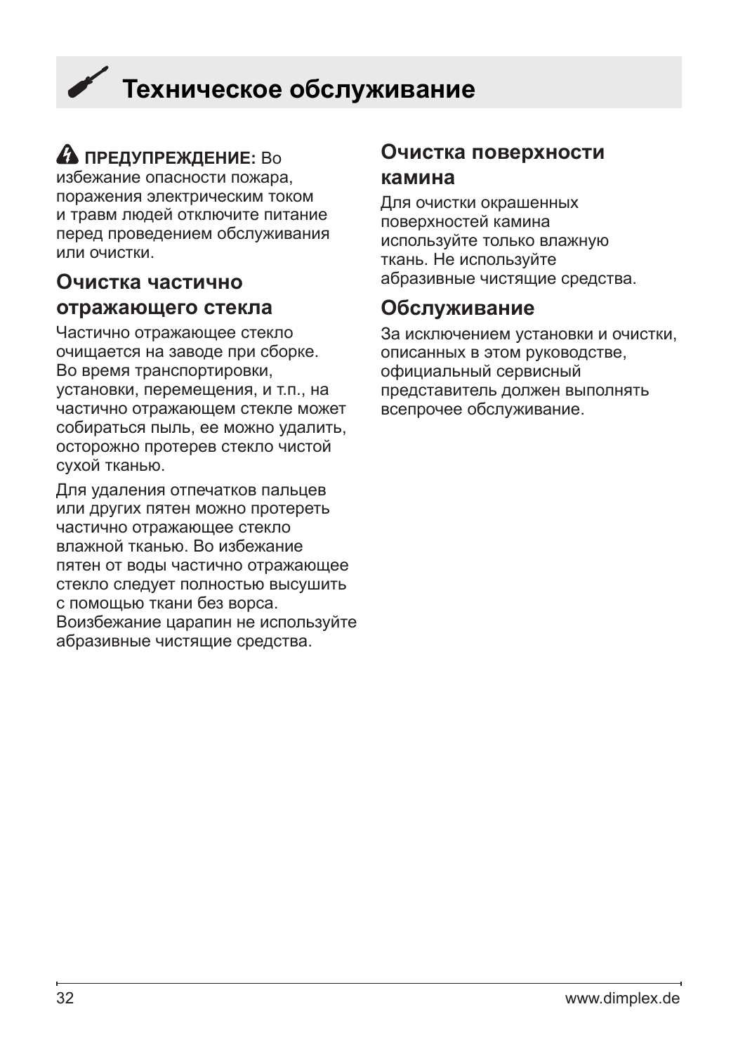# Техническое обслуживание

⚠ **ПРЕДУПРЕЖДЕНИЕ:** Во избежание опасности пожара, поражения электрическим током и травм людей отключите питание перед проведением обслуживания или очистки.

## Очистка частично отражающего стекла

Частично отражающее стекло очищается на заводе при сборке. Во время транспортировки, установки, перемещения, и т.п., на частично отражающем стекле может собираться пыль, ее можно удалить, осторожно протерев стекло чистой сухой тканью.

Для удаления отпечатков пальцев или других пятен можно протереть частично отражающее стекло влажной тканью. Во избежание пятен от воды частично отражающее стекло следует полностью высушить с помощью ткани без ворса. Воизбежание царапин не используйте абразивные чистящие средства.

## Очистка поверхности камина

Для очистки окрашенных поверхностей камина используйте только влажную ткань. Не используйте абразивные чистящие средства.

## Обслуживание

За исключением установки и очистки, описанных в этом руководстве, официальный сервисный представитель должен выполнять всепрочее обслуживание.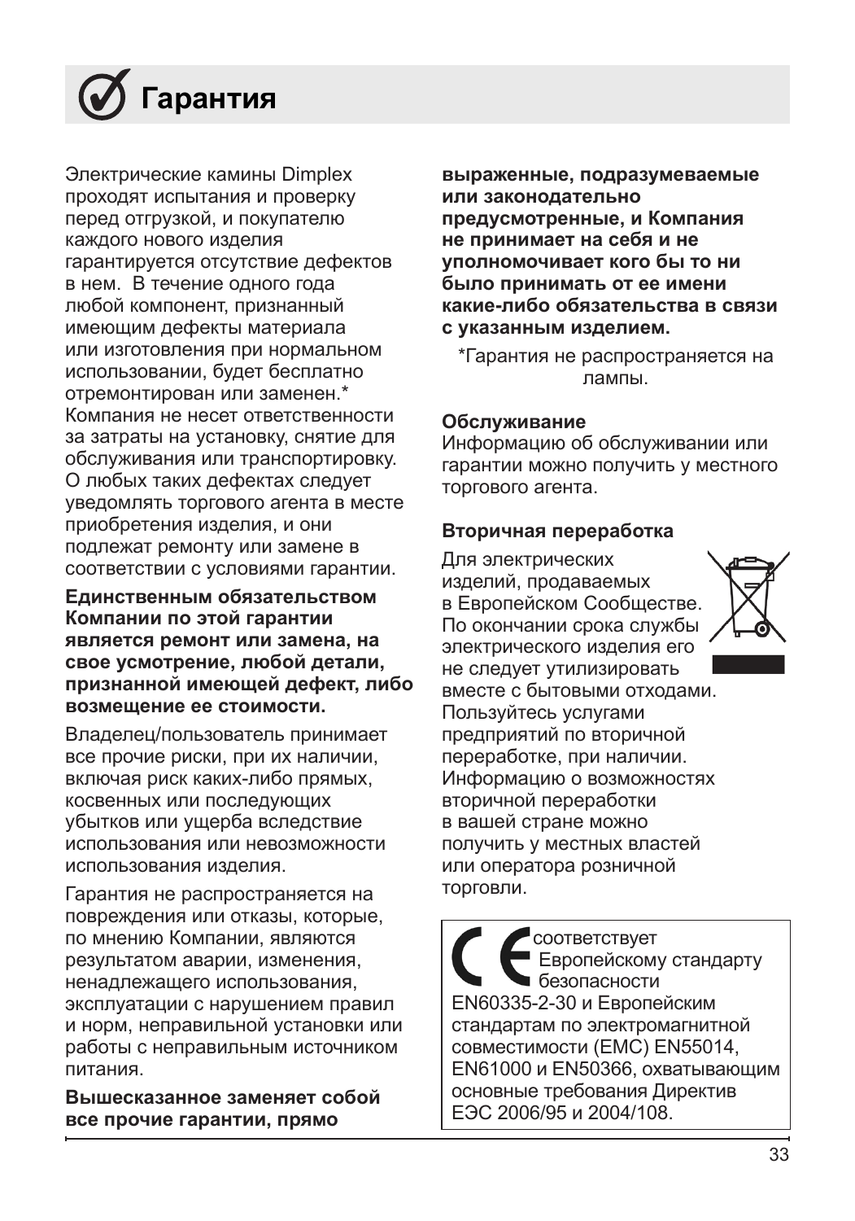# Гарантия

Электрические камины Dimplex проходят испытания и проверку перед отгрузкой, и покупателю каждого нового изделия гарантируется отсутствие дефектов в нем. В течение одного года любой компонент, признанный имеющим дефекты материала или изготовления при нормальном использовании, будет бесплатно отремонтирован или заменен.* Компания не несет ответственности за затраты на установку, снятие для обслуживания или транспортировку. О любых таких дефектах следует уведомлять торгового агента в месте приобретения изделия, и они подлежат ремонту или замене в соответствии с условиями гарантии.

**Единственным обязательством Компании по этой гарантии является ремонт или замена, на свое усмотрение, любой детали, признанной имеющей дефект, либо возмещение ее стоимости.**

Владелец/пользователь принимает все прочие риски, при их наличии, включая риск каких-либо прямых, косвенных или последующих убытков или ущерба вследствие использования или невозможности использования изделия.

Гарантия не распространяется на повреждения или отказы, которые, по мнению Компании, являются результатом аварии, изменения, ненадлежащего использования, эксплуатации с нарушением правил и норм, неправильной установки или работы с неправильным источником питания.

**Вышесказанное заменяет собой все прочие гарантии, прямо выраженные, подразумеваемые или законодательно предусмотренные, и Компания не принимает на себя и не уполномочивает кого бы то ни было принимать от ее имени какие-либо обязательства в связи с указанным изделием.**

*Гарантия не распространяется на лампы.

**Обслуживание**

Информацию об обслуживании или гарантии можно получить у местного торгового агента.

**Вторичная переработка**

Для электрических изделий, продаваемых в Европейском Сообществе. По окончании срока службы электрического изделия его не следует утилизировать вместе с бытовыми отходами. Пользуйтесь услугами предприятий по вторичной переработке, при наличии. Информацию о возможностях вторичной переработки в вашей стране можно получить у местных властей или оператора розничной торговли.

CE соответствует Европейскому стандарту безопасности EN60335-2-30 и Европейским стандартам по электромагнитной совместимости (ЕМС) EN55014, EN61000 и EN50366, охватывающим основные требования Директив ЕЭС 2006/95 и 2004/108.